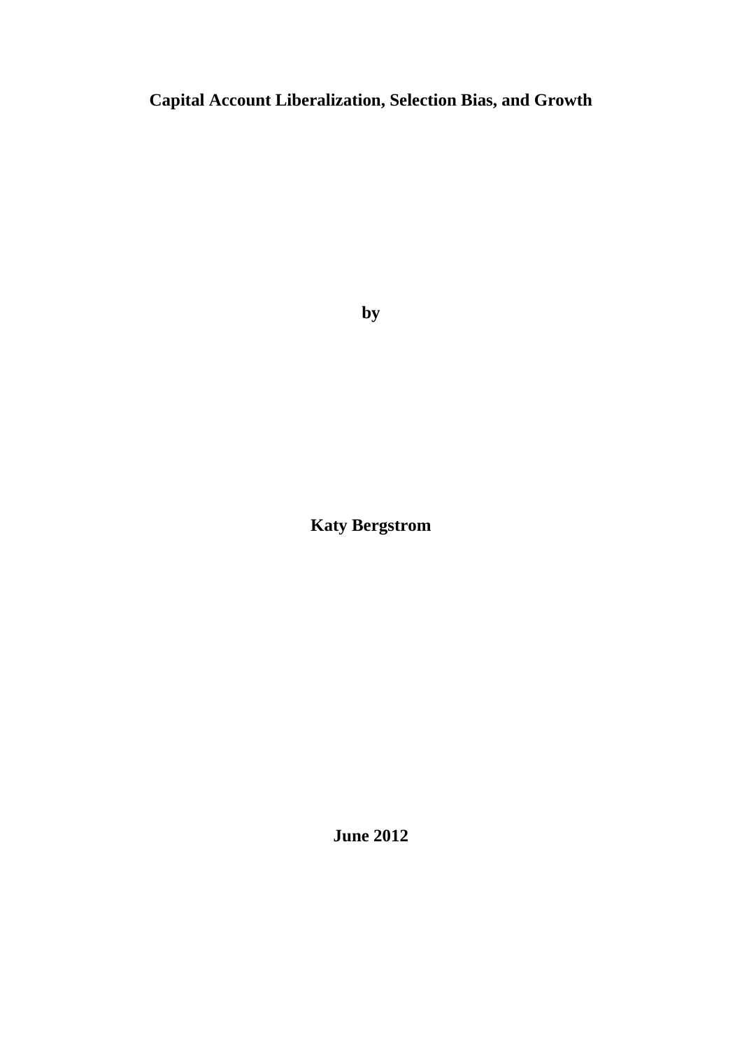# Capital Account Liberalization, Selection Bias, and Growth

**by**

**Katy Bergstrom**

**June 2012**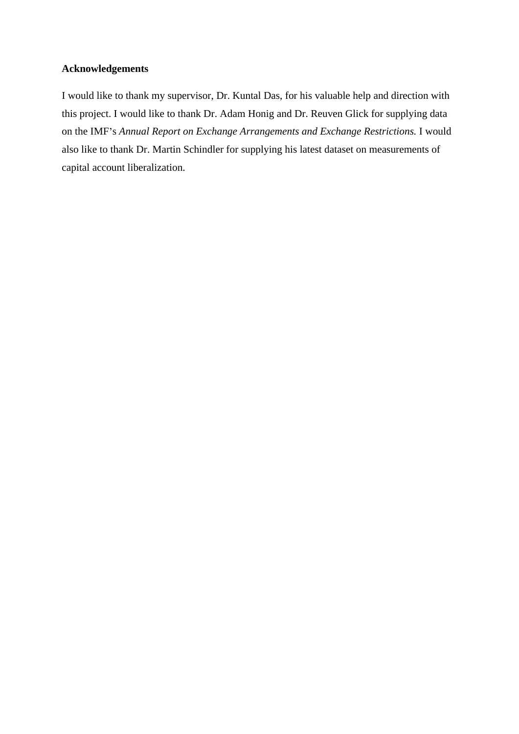**Acknowledgements**

I would like to thank my supervisor, Dr. Kuntal Das, for his valuable help and direction with this project. I would like to thank Dr. Adam Honig and Dr. Reuven Glick for supplying data on the IMF's *Annual Report on Exchange Arrangements and Exchange Restrictions.* I would also like to thank Dr. Martin Schindler for supplying his latest dataset on measurements of capital account liberalization.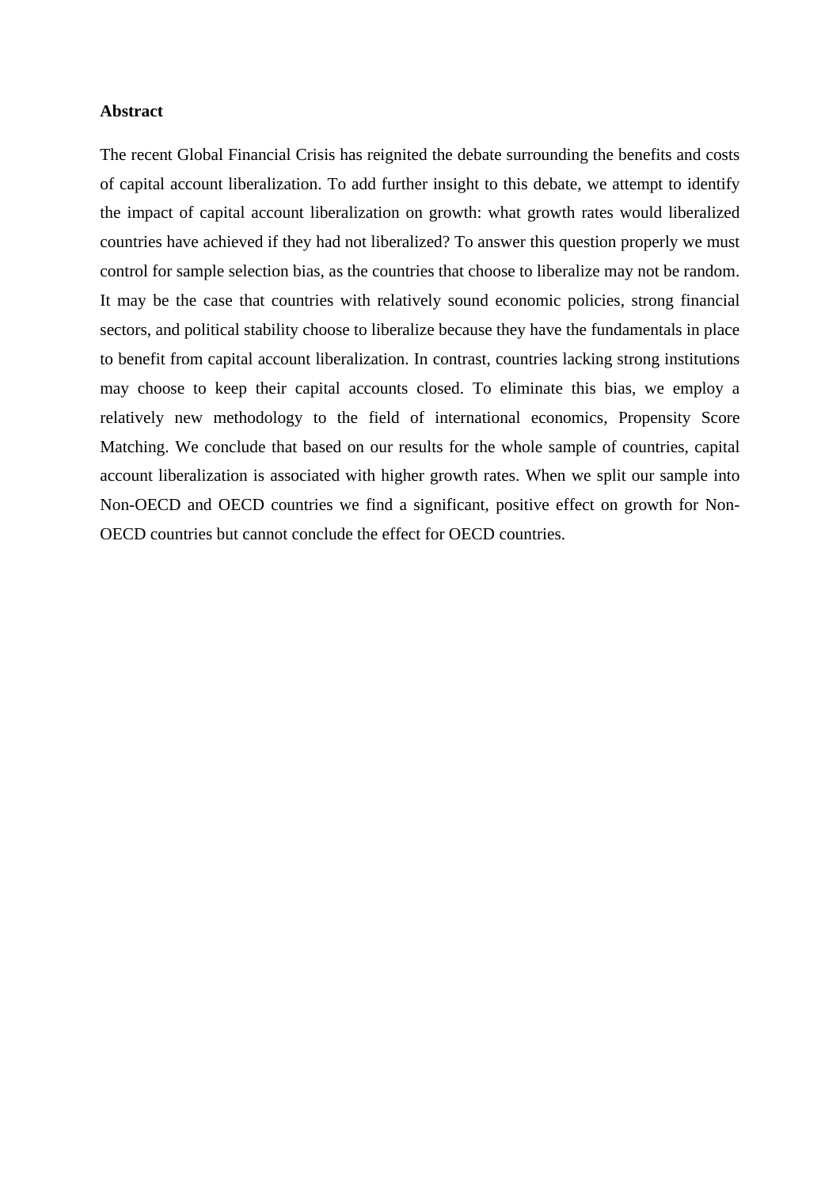**Abstract**

The recent Global Financial Crisis has reignited the debate surrounding the benefits and costs of capital account liberalization. To add further insight to this debate, we attempt to identify the impact of capital account liberalization on growth: what growth rates would liberalized countries have achieved if they had not liberalized? To answer this question properly we must control for sample selection bias, as the countries that choose to liberalize may not be random. It may be the case that countries with relatively sound economic policies, strong financial sectors, and political stability choose to liberalize because they have the fundamentals in place to benefit from capital account liberalization. In contrast, countries lacking strong institutions may choose to keep their capital accounts closed. To eliminate this bias, we employ a relatively new methodology to the field of international economics, Propensity Score Matching. We conclude that based on our results for the whole sample of countries, capital account liberalization is associated with higher growth rates. When we split our sample into Non-OECD and OECD countries we find a significant, positive effect on growth for Non-OECD countries but cannot conclude the effect for OECD countries.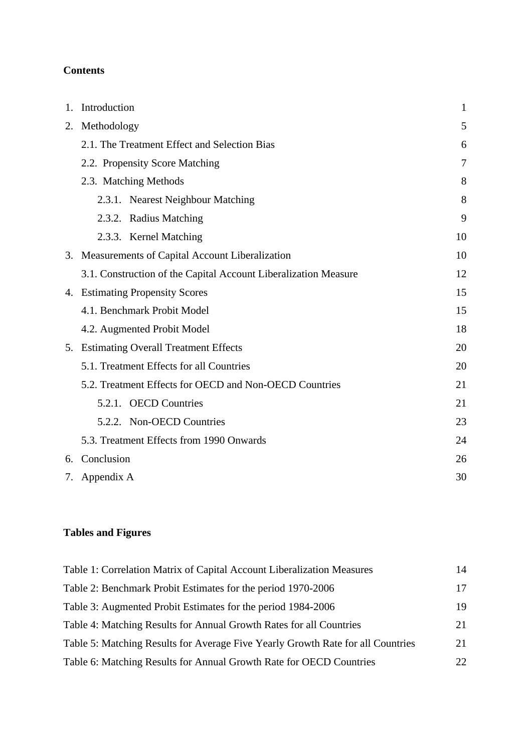**Contents**

| | | |
|---|---|---|
| 1. | Introduction | 1 |
| 2. | Methodology | 5 |
| | 2.1. The Treatment Effect and Selection Bias | 6 |
| | 2.2. Propensity Score Matching | 7 |
| | 2.3. Matching Methods | 8 |
| | 2.3.1. Nearest Neighbour Matching | 8 |
| | 2.3.2. Radius Matching | 9 |
| | 2.3.3. Kernel Matching | 10 |
| 3. | Measurements of Capital Account Liberalization | 10 |
| | 3.1. Construction of the Capital Account Liberalization Measure | 12 |
| 4. | Estimating Propensity Scores | 15 |
| | 4.1. Benchmark Probit Model | 15 |
| | 4.2. Augmented Probit Model | 18 |
| 5. | Estimating Overall Treatment Effects | 20 |
| | 5.1. Treatment Effects for all Countries | 20 |
| | 5.2. Treatment Effects for OECD and Non-OECD Countries | 21 |
| | 5.2.1. OECD Countries | 21 |
| | 5.2.2. Non-OECD Countries | 23 |
| | 5.3. Treatment Effects from 1990 Onwards | 24 |
| 6. | Conclusion | 26 |
| 7. | Appendix A | 30 |

**Tables and Figures**

| | |
|---|---|
| Table 1: Correlation Matrix of Capital Account Liberalization Measures | 14 |
| Table 2: Benchmark Probit Estimates for the period 1970-2006 | 17 |
| Table 3: Augmented Probit Estimates for the period 1984-2006 | 19 |
| Table 4: Matching Results for Annual Growth Rates for all Countries | 21 |
| Table 5: Matching Results for Average Five Yearly Growth Rate for all Countries | 21 |
| Table 6: Matching Results for Annual Growth Rate for OECD Countries | 22 |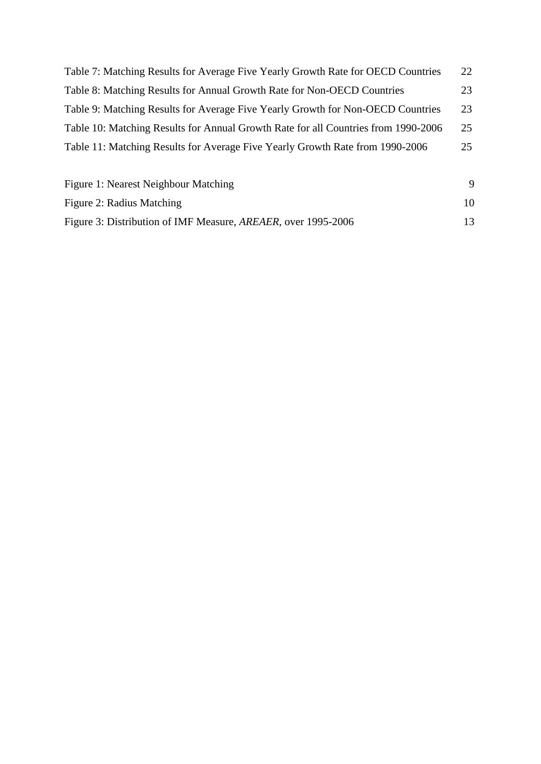Table 7: Matching Results for Average Five Yearly Growth Rate for OECD Countries 22

Table 8: Matching Results for Annual Growth Rate for Non-OECD Countries 23

Table 9: Matching Results for Average Five Yearly Growth for Non-OECD Countries 23

Table 10: Matching Results for Annual Growth Rate for all Countries from 1990-2006 25

Table 11: Matching Results for Average Five Yearly Growth Rate from 1990-2006 25

Figure 1: Nearest Neighbour Matching 9

Figure 2: Radius Matching 10

Figure 3: Distribution of IMF Measure, *AREAER*, over 1995-2006 13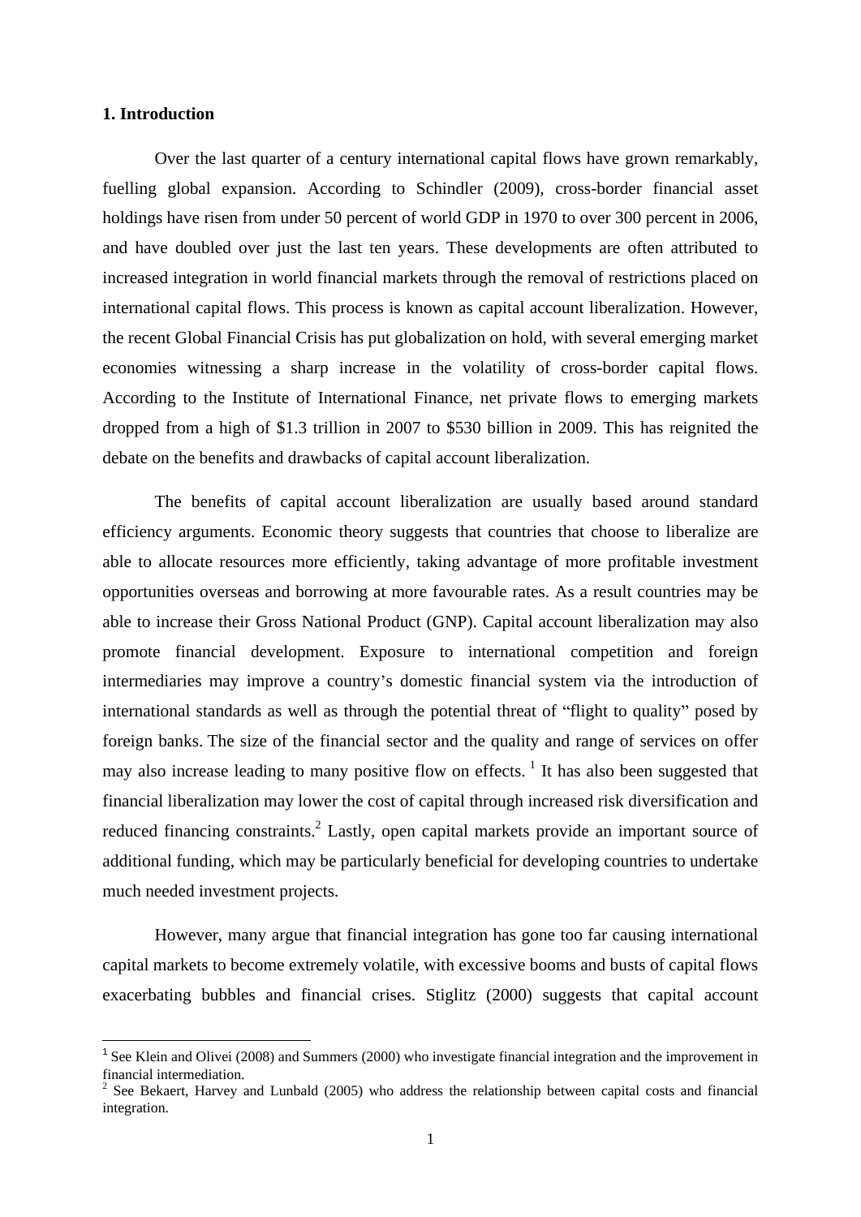## 1. Introduction

Over the last quarter of a century international capital flows have grown remarkably, fuelling global expansion. According to Schindler (2009), cross-border financial asset holdings have risen from under 50 percent of world GDP in 1970 to over 300 percent in 2006, and have doubled over just the last ten years. These developments are often attributed to increased integration in world financial markets through the removal of restrictions placed on international capital flows. This process is known as capital account liberalization. However, the recent Global Financial Crisis has put globalization on hold, with several emerging market economies witnessing a sharp increase in the volatility of cross-border capital flows. According to the Institute of International Finance, net private flows to emerging markets dropped from a high of $1.3 trillion in 2007 to $530 billion in 2009. This has reignited the debate on the benefits and drawbacks of capital account liberalization.

The benefits of capital account liberalization are usually based around standard efficiency arguments. Economic theory suggests that countries that choose to liberalize are able to allocate resources more efficiently, taking advantage of more profitable investment opportunities overseas and borrowing at more favourable rates. As a result countries may be able to increase their Gross National Product (GNP). Capital account liberalization may also promote financial development. Exposure to international competition and foreign intermediaries may improve a country's domestic financial system via the introduction of international standards as well as through the potential threat of "flight to quality" posed by foreign banks. The size of the financial sector and the quality and range of services on offer may also increase leading to many positive flow on effects. [1] It has also been suggested that financial liberalization may lower the cost of capital through increased risk diversification and reduced financing constraints.[2] Lastly, open capital markets provide an important source of additional funding, which may be particularly beneficial for developing countries to undertake much needed investment projects.

However, many argue that financial integration has gone too far causing international capital markets to become extremely volatile, with excessive booms and busts of capital flows exacerbating bubbles and financial crises. Stiglitz (2000) suggests that capital account

---

[1] See Klein and Olivei (2008) and Summers (2000) who investigate financial integration and the improvement in financial intermediation.

[2] See Bekaert, Harvey and Lunbald (2005) who address the relationship between capital costs and financial integration.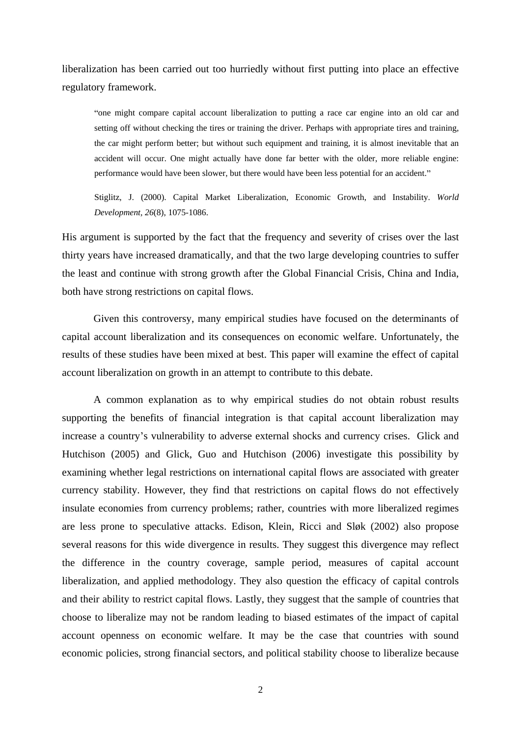liberalization has been carried out too hurriedly without first putting into place an effective regulatory framework.

> "one might compare capital account liberalization to putting a race car engine into an old car and setting off without checking the tires or training the driver. Perhaps with appropriate tires and training, the car might perform better; but without such equipment and training, it is almost inevitable that an accident will occur. One might actually have done far better with the older, more reliable engine: performance would have been slower, but there would have been less potential for an accident."
>
> Stiglitz, J. (2000). Capital Market Liberalization, Economic Growth, and Instability. *World Development, 26*(8), 1075-1086.

His argument is supported by the fact that the frequency and severity of crises over the last thirty years have increased dramatically, and that the two large developing countries to suffer the least and continue with strong growth after the Global Financial Crisis, China and India, both have strong restrictions on capital flows.

Given this controversy, many empirical studies have focused on the determinants of capital account liberalization and its consequences on economic welfare. Unfortunately, the results of these studies have been mixed at best. This paper will examine the effect of capital account liberalization on growth in an attempt to contribute to this debate.

A common explanation as to why empirical studies do not obtain robust results supporting the benefits of financial integration is that capital account liberalization may increase a country's vulnerability to adverse external shocks and currency crises. Glick and Hutchison (2005) and Glick, Guo and Hutchison (2006) investigate this possibility by examining whether legal restrictions on international capital flows are associated with greater currency stability. However, they find that restrictions on capital flows do not effectively insulate economies from currency problems; rather, countries with more liberalized regimes are less prone to speculative attacks. Edison, Klein, Ricci and Sløk (2002) also propose several reasons for this wide divergence in results. They suggest this divergence may reflect the difference in the country coverage, sample period, measures of capital account liberalization, and applied methodology. They also question the efficacy of capital controls and their ability to restrict capital flows. Lastly, they suggest that the sample of countries that choose to liberalize may not be random leading to biased estimates of the impact of capital account openness on economic welfare. It may be the case that countries with sound economic policies, strong financial sectors, and political stability choose to liberalize because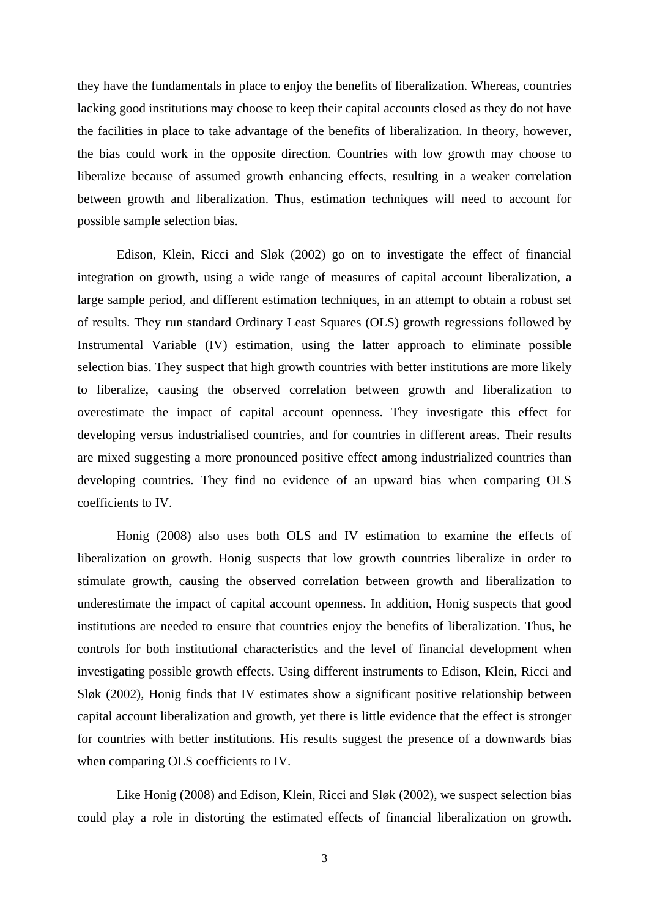they have the fundamentals in place to enjoy the benefits of liberalization. Whereas, countries lacking good institutions may choose to keep their capital accounts closed as they do not have the facilities in place to take advantage of the benefits of liberalization. In theory, however, the bias could work in the opposite direction. Countries with low growth may choose to liberalize because of assumed growth enhancing effects, resulting in a weaker correlation between growth and liberalization. Thus, estimation techniques will need to account for possible sample selection bias.

Edison, Klein, Ricci and Sløk (2002) go on to investigate the effect of financial integration on growth, using a wide range of measures of capital account liberalization, a large sample period, and different estimation techniques, in an attempt to obtain a robust set of results. They run standard Ordinary Least Squares (OLS) growth regressions followed by Instrumental Variable (IV) estimation, using the latter approach to eliminate possible selection bias. They suspect that high growth countries with better institutions are more likely to liberalize, causing the observed correlation between growth and liberalization to overestimate the impact of capital account openness. They investigate this effect for developing versus industrialised countries, and for countries in different areas. Their results are mixed suggesting a more pronounced positive effect among industrialized countries than developing countries. They find no evidence of an upward bias when comparing OLS coefficients to IV.

Honig (2008) also uses both OLS and IV estimation to examine the effects of liberalization on growth. Honig suspects that low growth countries liberalize in order to stimulate growth, causing the observed correlation between growth and liberalization to underestimate the impact of capital account openness. In addition, Honig suspects that good institutions are needed to ensure that countries enjoy the benefits of liberalization. Thus, he controls for both institutional characteristics and the level of financial development when investigating possible growth effects. Using different instruments to Edison, Klein, Ricci and Sløk (2002), Honig finds that IV estimates show a significant positive relationship between capital account liberalization and growth, yet there is little evidence that the effect is stronger for countries with better institutions. His results suggest the presence of a downwards bias when comparing OLS coefficients to IV.

Like Honig (2008) and Edison, Klein, Ricci and Sløk (2002), we suspect selection bias could play a role in distorting the estimated effects of financial liberalization on growth.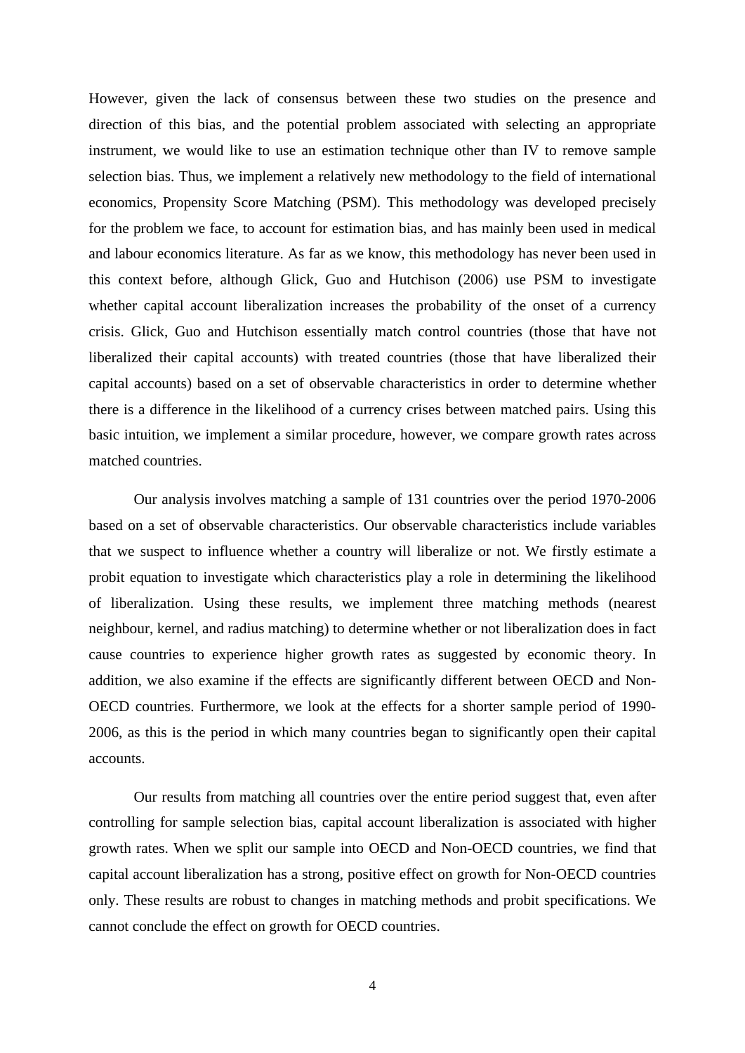However, given the lack of consensus between these two studies on the presence and direction of this bias, and the potential problem associated with selecting an appropriate instrument, we would like to use an estimation technique other than IV to remove sample selection bias. Thus, we implement a relatively new methodology to the field of international economics, Propensity Score Matching (PSM). This methodology was developed precisely for the problem we face, to account for estimation bias, and has mainly been used in medical and labour economics literature. As far as we know, this methodology has never been used in this context before, although Glick, Guo and Hutchison (2006) use PSM to investigate whether capital account liberalization increases the probability of the onset of a currency crisis. Glick, Guo and Hutchison essentially match control countries (those that have not liberalized their capital accounts) with treated countries (those that have liberalized their capital accounts) based on a set of observable characteristics in order to determine whether there is a difference in the likelihood of a currency crises between matched pairs. Using this basic intuition, we implement a similar procedure, however, we compare growth rates across matched countries.

Our analysis involves matching a sample of 131 countries over the period 1970-2006 based on a set of observable characteristics. Our observable characteristics include variables that we suspect to influence whether a country will liberalize or not. We firstly estimate a probit equation to investigate which characteristics play a role in determining the likelihood of liberalization. Using these results, we implement three matching methods (nearest neighbour, kernel, and radius matching) to determine whether or not liberalization does in fact cause countries to experience higher growth rates as suggested by economic theory. In addition, we also examine if the effects are significantly different between OECD and Non-OECD countries. Furthermore, we look at the effects for a shorter sample period of 1990-2006, as this is the period in which many countries began to significantly open their capital accounts.

Our results from matching all countries over the entire period suggest that, even after controlling for sample selection bias, capital account liberalization is associated with higher growth rates. When we split our sample into OECD and Non-OECD countries, we find that capital account liberalization has a strong, positive effect on growth for Non-OECD countries only. These results are robust to changes in matching methods and probit specifications. We cannot conclude the effect on growth for OECD countries.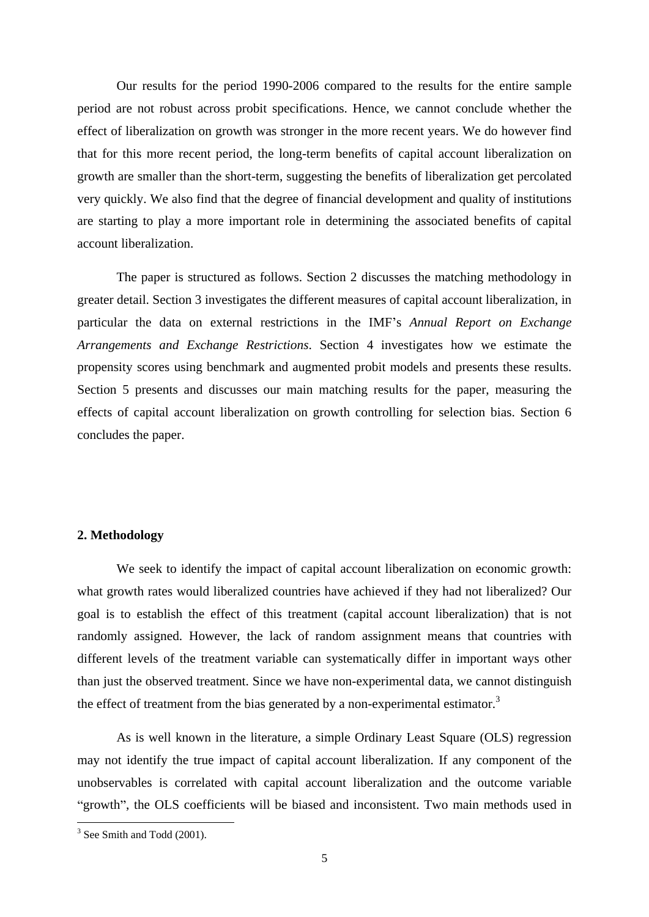Our results for the period 1990-2006 compared to the results for the entire sample period are not robust across probit specifications. Hence, we cannot conclude whether the effect of liberalization on growth was stronger in the more recent years. We do however find that for this more recent period, the long-term benefits of capital account liberalization on growth are smaller than the short-term, suggesting the benefits of liberalization get percolated very quickly. We also find that the degree of financial development and quality of institutions are starting to play a more important role in determining the associated benefits of capital account liberalization.

The paper is structured as follows. Section 2 discusses the matching methodology in greater detail. Section 3 investigates the different measures of capital account liberalization, in particular the data on external restrictions in the IMF's *Annual Report on Exchange Arrangements and Exchange Restrictions*. Section 4 investigates how we estimate the propensity scores using benchmark and augmented probit models and presents these results. Section 5 presents and discusses our main matching results for the paper, measuring the effects of capital account liberalization on growth controlling for selection bias. Section 6 concludes the paper.

## 2. Methodology

We seek to identify the impact of capital account liberalization on economic growth: what growth rates would liberalized countries have achieved if they had not liberalized? Our goal is to establish the effect of this treatment (capital account liberalization) that is not randomly assigned. However, the lack of random assignment means that countries with different levels of the treatment variable can systematically differ in important ways other than just the observed treatment. Since we have non-experimental data, we cannot distinguish the effect of treatment from the bias generated by a non-experimental estimator.[3]

As is well known in the literature, a simple Ordinary Least Square (OLS) regression may not identify the true impact of capital account liberalization. If any component of the unobservables is correlated with capital account liberalization and the outcome variable "growth", the OLS coefficients will be biased and inconsistent. Two main methods used in

[3] See Smith and Todd (2001).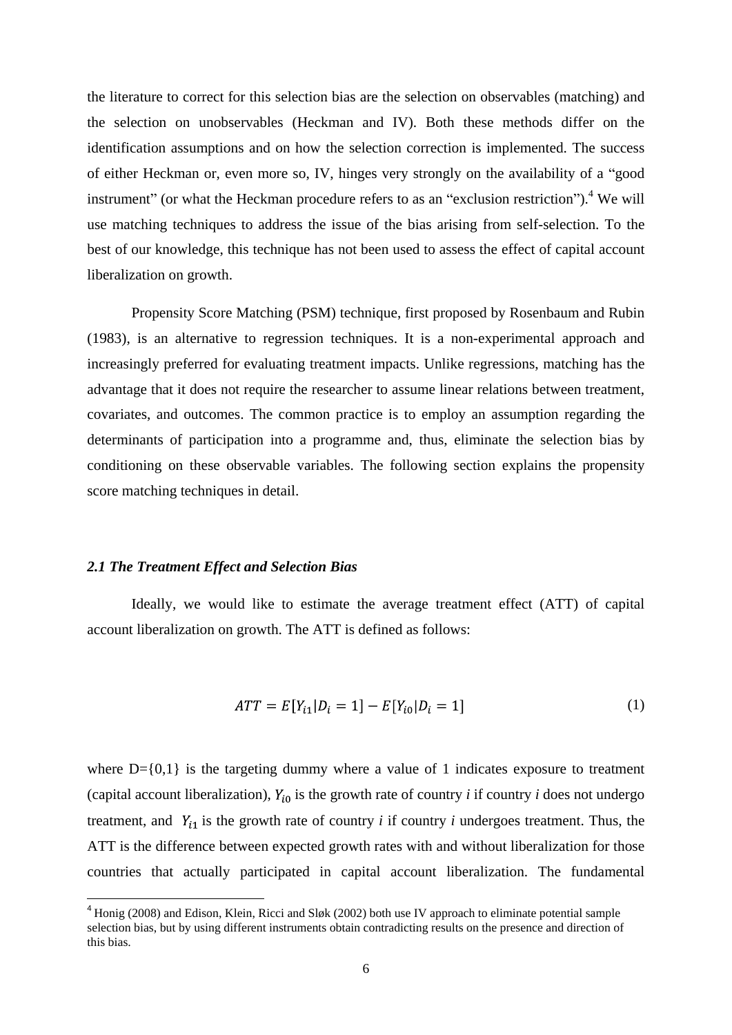the literature to correct for this selection bias are the selection on observables (matching) and the selection on unobservables (Heckman and IV). Both these methods differ on the identification assumptions and on how the selection correction is implemented. The success of either Heckman or, even more so, IV, hinges very strongly on the availability of a "good instrument" (or what the Heckman procedure refers to as an "exclusion restriction").[4] We will use matching techniques to address the issue of the bias arising from self-selection. To the best of our knowledge, this technique has not been used to assess the effect of capital account liberalization on growth.

Propensity Score Matching (PSM) technique, first proposed by Rosenbaum and Rubin (1983), is an alternative to regression techniques. It is a non-experimental approach and increasingly preferred for evaluating treatment impacts. Unlike regressions, matching has the advantage that it does not require the researcher to assume linear relations between treatment, covariates, and outcomes. The common practice is to employ an assumption regarding the determinants of participation into a programme and, thus, eliminate the selection bias by conditioning on these observable variables. The following section explains the propensity score matching techniques in detail.

### *2.1 The Treatment Effect and Selection Bias*

Ideally, we would like to estimate the average treatment effect (ATT) of capital account liberalization on growth. The ATT is defined as follows:

$$ATT = E[Y_{i1}|D_i = 1] - E[Y_{i0}|D_i = 1] \tag{1}$$

where D={0,1} is the targeting dummy where a value of 1 indicates exposure to treatment (capital account liberalization), $Y_{i0}$ is the growth rate of country *i* if country *i* does not undergo treatment, and $Y_{i1}$ is the growth rate of country *i* if country *i* undergoes treatment. Thus, the ATT is the difference between expected growth rates with and without liberalization for those countries that actually participated in capital account liberalization. The fundamental

[4] Honig (2008) and Edison, Klein, Ricci and Sløk (2002) both use IV approach to eliminate potential sample selection bias, but by using different instruments obtain contradicting results on the presence and direction of this bias.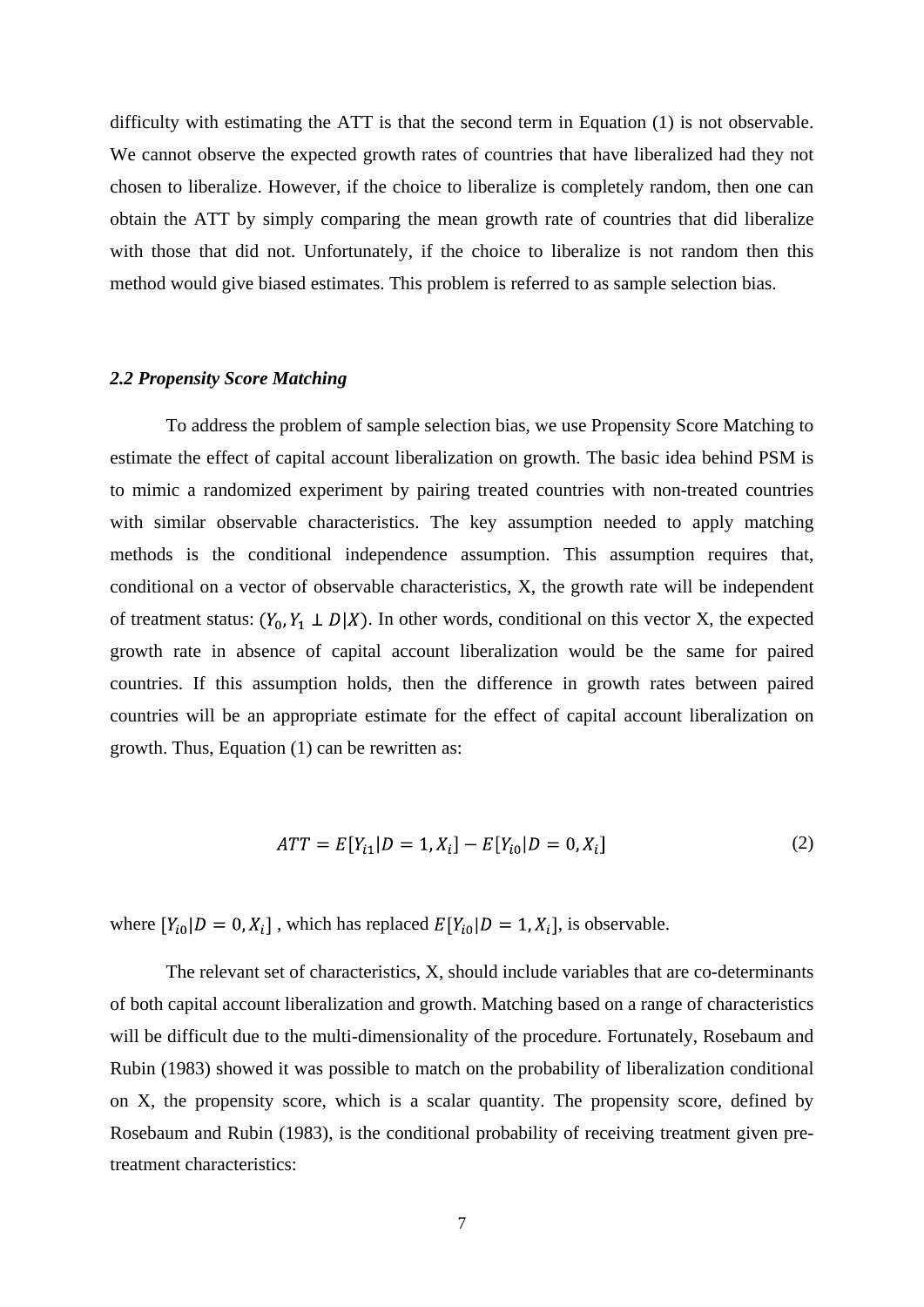difficulty with estimating the ATT is that the second term in Equation (1) is not observable. We cannot observe the expected growth rates of countries that have liberalized had they not chosen to liberalize. However, if the choice to liberalize is completely random, then one can obtain the ATT by simply comparing the mean growth rate of countries that did liberalize with those that did not. Unfortunately, if the choice to liberalize is not random then this method would give biased estimates. This problem is referred to as sample selection bias.

### *2.2 Propensity Score Matching*

To address the problem of sample selection bias, we use Propensity Score Matching to estimate the effect of capital account liberalization on growth. The basic idea behind PSM is to mimic a randomized experiment by pairing treated countries with non-treated countries with similar observable characteristics. The key assumption needed to apply matching methods is the conditional independence assumption. This assumption requires that, conditional on a vector of observable characteristics, X, the growth rate will be independent of treatment status: $(Y_0, Y_1 \perp D|X)$. In other words, conditional on this vector X, the expected growth rate in absence of capital account liberalization would be the same for paired countries. If this assumption holds, then the difference in growth rates between paired countries will be an appropriate estimate for the effect of capital account liberalization on growth. Thus, Equation (1) can be rewritten as:

$$ATT = E[Y_{i1}|D = 1, X_i] - E[Y_{i0}|D = 0, X_i] \tag{2}$$

where $[Y_{i0}|D = 0, X_i]$ , which has replaced $E[Y_{i0}|D = 1, X_i]$, is observable.

The relevant set of characteristics, X, should include variables that are co-determinants of both capital account liberalization and growth. Matching based on a range of characteristics will be difficult due to the multi-dimensionality of the procedure. Fortunately, Rosebaum and Rubin (1983) showed it was possible to match on the probability of liberalization conditional on X, the propensity score, which is a scalar quantity. The propensity score, defined by Rosebaum and Rubin (1983), is the conditional probability of receiving treatment given pre-treatment characteristics: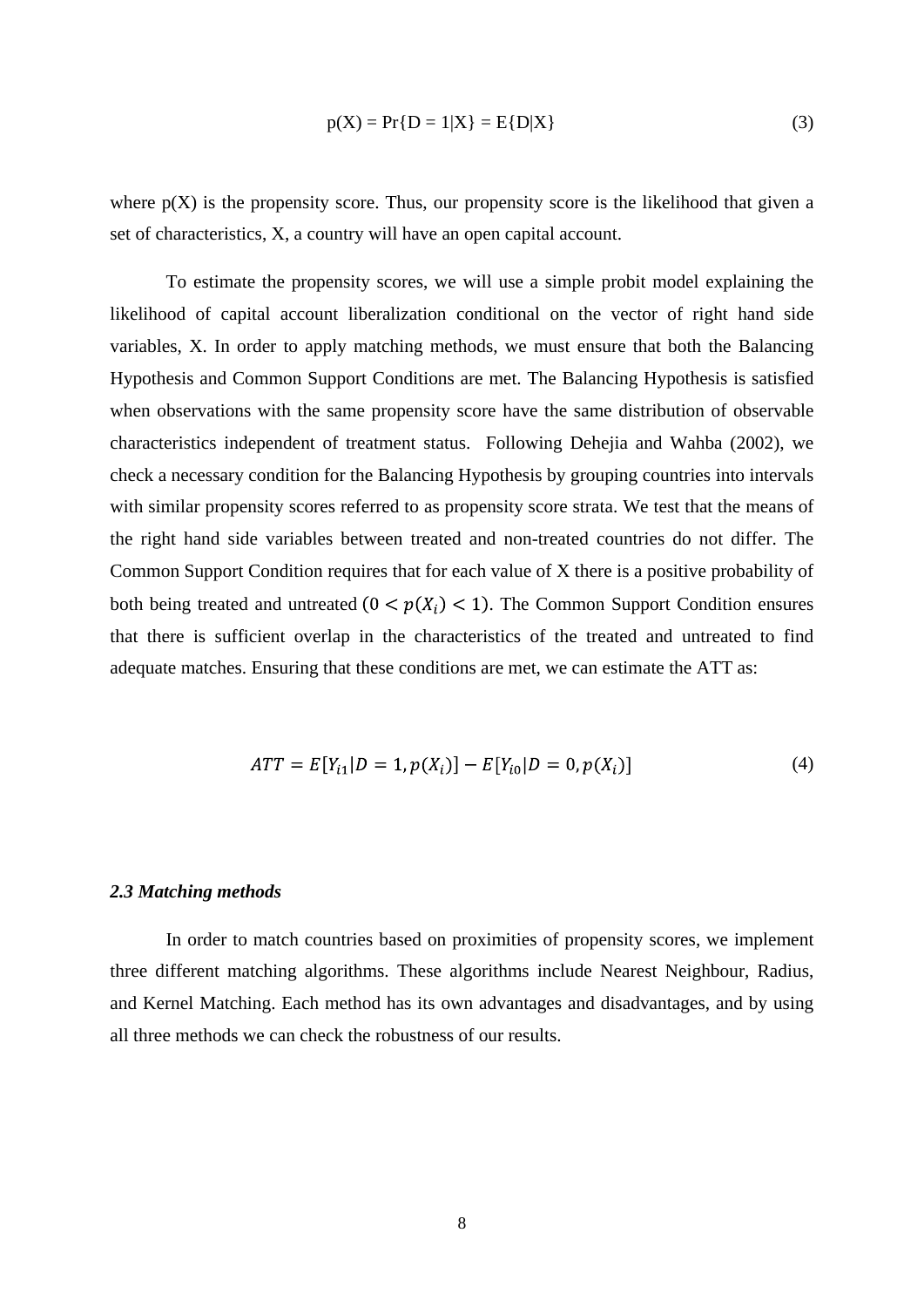$$p(X) = \Pr\{D = 1|X\} = E\{D|X\} \tag{3}$$

where p(X) is the propensity score. Thus, our propensity score is the likelihood that given a set of characteristics, X, a country will have an open capital account.

To estimate the propensity scores, we will use a simple probit model explaining the likelihood of capital account liberalization conditional on the vector of right hand side variables, X. In order to apply matching methods, we must ensure that both the Balancing Hypothesis and Common Support Conditions are met. The Balancing Hypothesis is satisfied when observations with the same propensity score have the same distribution of observable characteristics independent of treatment status. Following Dehejia and Wahba (2002), we check a necessary condition for the Balancing Hypothesis by grouping countries into intervals with similar propensity scores referred to as propensity score strata. We test that the means of the right hand side variables between treated and non-treated countries do not differ. The Common Support Condition requires that for each value of X there is a positive probability of both being treated and untreated $(0 < p(X_i) < 1)$. The Common Support Condition ensures that there is sufficient overlap in the characteristics of the treated and untreated to find adequate matches. Ensuring that these conditions are met, we can estimate the ATT as:

$$ATT = E[Y_{i1}|D = 1, p(X_i)] - E[Y_{i0}|D = 0, p(X_i)] \tag{4}$$

### *2.3 Matching methods*

In order to match countries based on proximities of propensity scores, we implement three different matching algorithms. These algorithms include Nearest Neighbour, Radius, and Kernel Matching. Each method has its own advantages and disadvantages, and by using all three methods we can check the robustness of our results.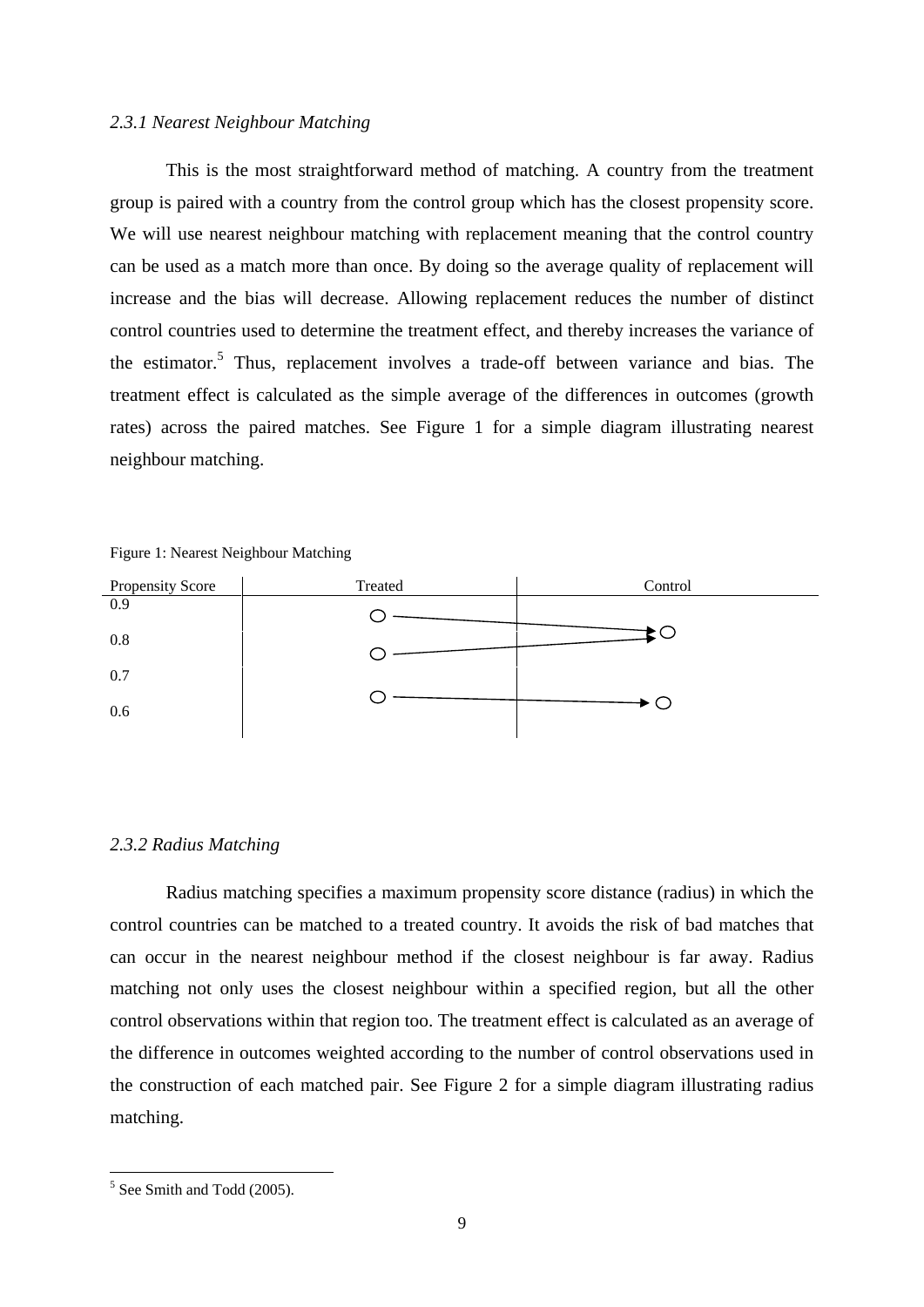### 2.3.1 Nearest Neighbour Matching

This is the most straightforward method of matching. A country from the treatment group is paired with a country from the control group which has the closest propensity score. We will use nearest neighbour matching with replacement meaning that the control country can be used as a match more than once. By doing so the average quality of replacement will increase and the bias will decrease. Allowing replacement reduces the number of distinct control countries used to determine the treatment effect, and thereby increases the variance of the estimator.[5] Thus, replacement involves a trade-off between variance and bias. The treatment effect is calculated as the simple average of the differences in outcomes (growth rates) across the paired matches. See Figure 1 for a simple diagram illustrating nearest neighbour matching.

Figure 1: Nearest Neighbour Matching

| Propensity Score | Treated | Control |
|---|---|---|
| 0.9 | ○ → | |
| 0.8 | ○ → | ○ |
| 0.7 | | |
| 0.6 | ○ → | ○ |

### 2.3.2 Radius Matching

Radius matching specifies a maximum propensity score distance (radius) in which the control countries can be matched to a treated country. It avoids the risk of bad matches that can occur in the nearest neighbour method if the closest neighbour is far away. Radius matching not only uses the closest neighbour within a specified region, but all the other control observations within that region too. The treatment effect is calculated as an average of the difference in outcomes weighted according to the number of control observations used in the construction of each matched pair. See Figure 2 for a simple diagram illustrating radius matching.

[5] See Smith and Todd (2005).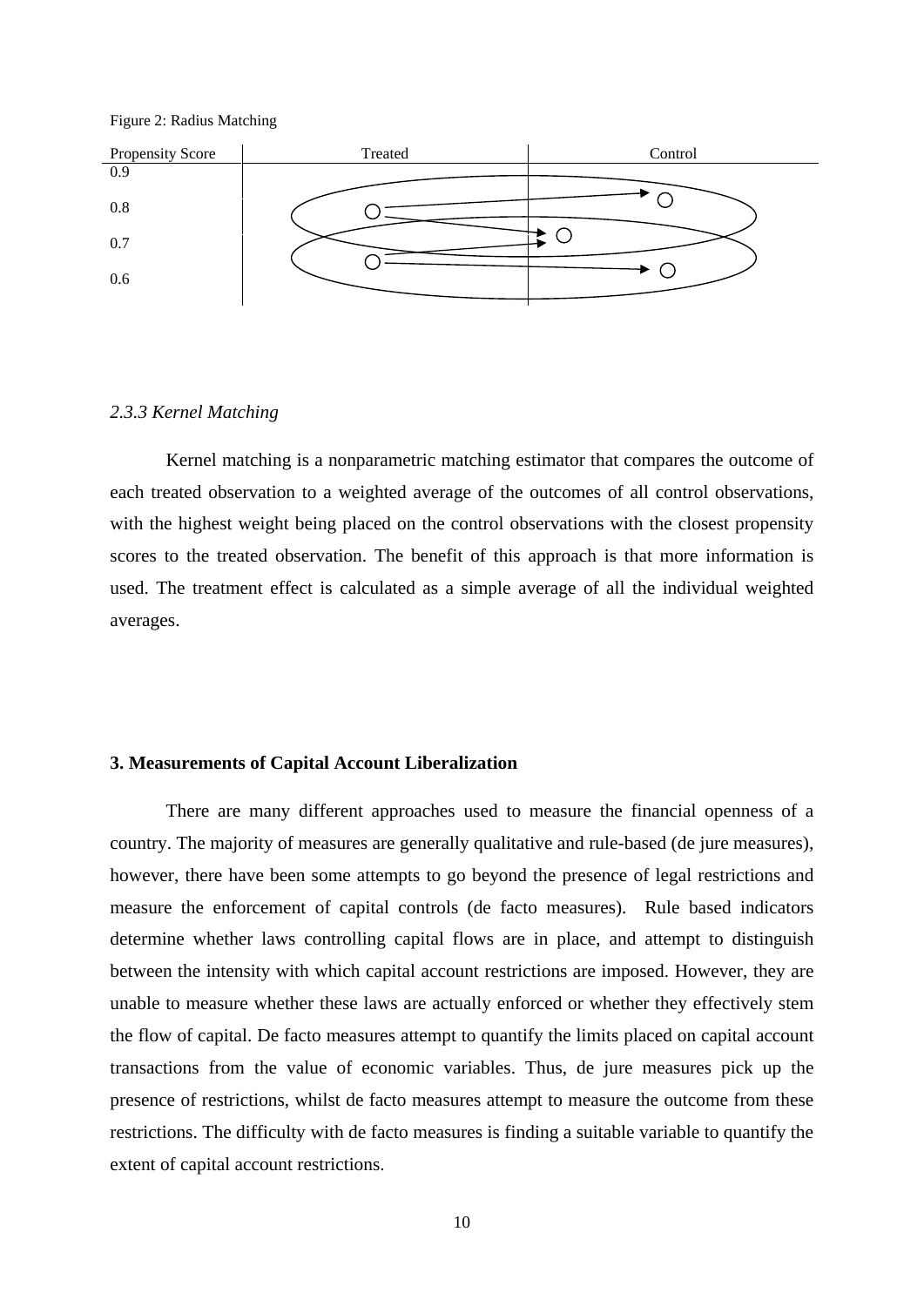Figure 2: Radius Matching

| Propensity Score | Treated | Control |
|---|---|---|
| 0.9 | | |
| 0.8 | | |
| 0.7 | | |
| 0.6 | | |

*2.3.3 Kernel Matching*

Kernel matching is a nonparametric matching estimator that compares the outcome of each treated observation to a weighted average of the outcomes of all control observations, with the highest weight being placed on the control observations with the closest propensity scores to the treated observation. The benefit of this approach is that more information is used. The treatment effect is calculated as a simple average of all the individual weighted averages.

**3. Measurements of Capital Account Liberalization**

There are many different approaches used to measure the financial openness of a country. The majority of measures are generally qualitative and rule-based (de jure measures), however, there have been some attempts to go beyond the presence of legal restrictions and measure the enforcement of capital controls (de facto measures). Rule based indicators determine whether laws controlling capital flows are in place, and attempt to distinguish between the intensity with which capital account restrictions are imposed. However, they are unable to measure whether these laws are actually enforced or whether they effectively stem the flow of capital. De facto measures attempt to quantify the limits placed on capital account transactions from the value of economic variables. Thus, de jure measures pick up the presence of restrictions, whilst de facto measures attempt to measure the outcome from these restrictions. The difficulty with de facto measures is finding a suitable variable to quantify the extent of capital account restrictions.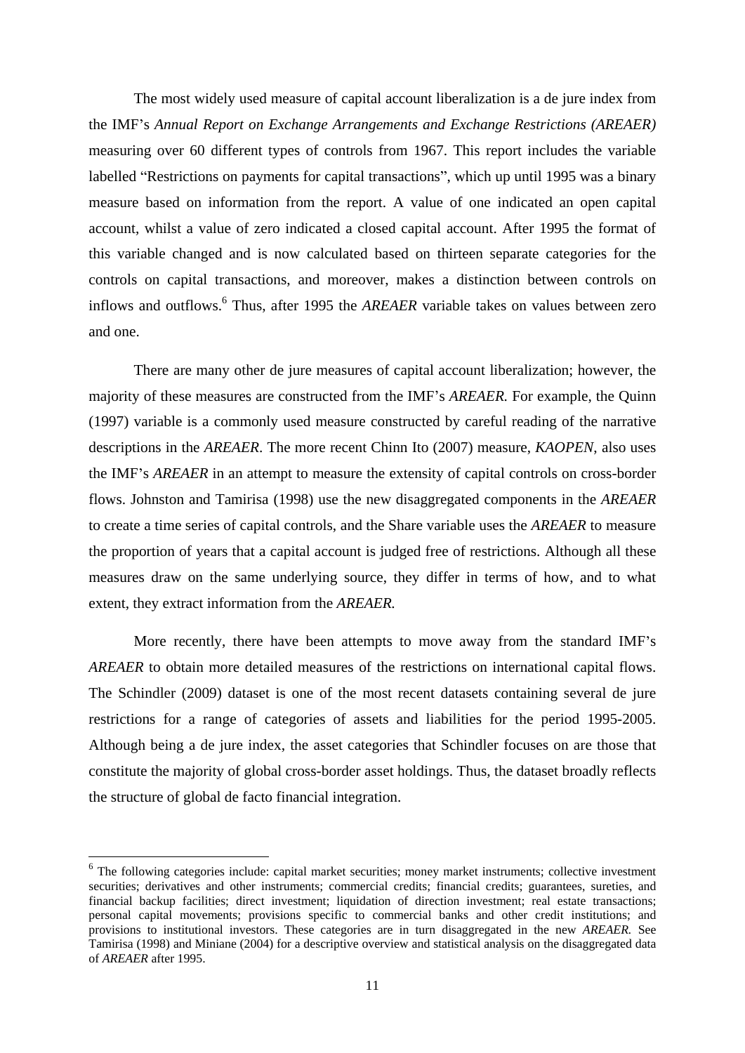The most widely used measure of capital account liberalization is a de jure index from the IMF's *Annual Report on Exchange Arrangements and Exchange Restrictions (AREAER)* measuring over 60 different types of controls from 1967. This report includes the variable labelled "Restrictions on payments for capital transactions", which up until 1995 was a binary measure based on information from the report. A value of one indicated an open capital account, whilst a value of zero indicated a closed capital account. After 1995 the format of this variable changed and is now calculated based on thirteen separate categories for the controls on capital transactions, and moreover, makes a distinction between controls on inflows and outflows.[6] Thus, after 1995 the *AREAER* variable takes on values between zero and one.

There are many other de jure measures of capital account liberalization; however, the majority of these measures are constructed from the IMF's *AREAER.* For example, the Quinn (1997) variable is a commonly used measure constructed by careful reading of the narrative descriptions in the *AREAER*. The more recent Chinn Ito (2007) measure, *KAOPEN*, also uses the IMF's *AREAER* in an attempt to measure the extensity of capital controls on cross-border flows. Johnston and Tamirisa (1998) use the new disaggregated components in the *AREAER* to create a time series of capital controls, and the Share variable uses the *AREAER* to measure the proportion of years that a capital account is judged free of restrictions. Although all these measures draw on the same underlying source, they differ in terms of how, and to what extent, they extract information from the *AREAER.*

More recently, there have been attempts to move away from the standard IMF's *AREAER* to obtain more detailed measures of the restrictions on international capital flows. The Schindler (2009) dataset is one of the most recent datasets containing several de jure restrictions for a range of categories of assets and liabilities for the period 1995-2005. Although being a de jure index, the asset categories that Schindler focuses on are those that constitute the majority of global cross-border asset holdings. Thus, the dataset broadly reflects the structure of global de facto financial integration.

---

[6] The following categories include: capital market securities; money market instruments; collective investment securities; derivatives and other instruments; commercial credits; financial credits; guarantees, sureties, and financial backup facilities; direct investment; liquidation of direction investment; real estate transactions; personal capital movements; provisions specific to commercial banks and other credit institutions; and provisions to institutional investors. These categories are in turn disaggregated in the new *AREAER.* See Tamirisa (1998) and Miniane (2004) for a descriptive overview and statistical analysis on the disaggregated data of *AREAER* after 1995.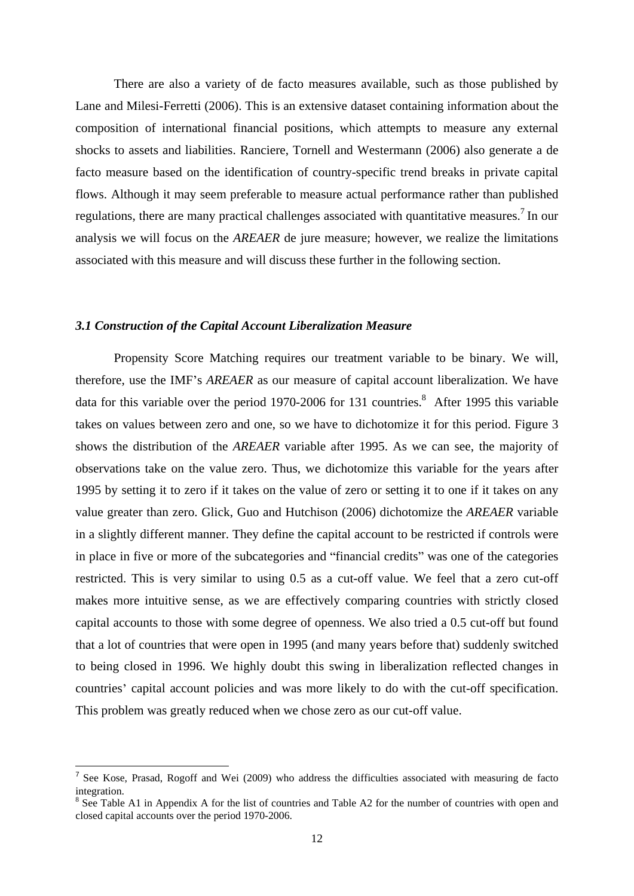There are also a variety of de facto measures available, such as those published by Lane and Milesi-Ferretti (2006). This is an extensive dataset containing information about the composition of international financial positions, which attempts to measure any external shocks to assets and liabilities. Ranciere, Tornell and Westermann (2006) also generate a de facto measure based on the identification of country-specific trend breaks in private capital flows. Although it may seem preferable to measure actual performance rather than published regulations, there are many practical challenges associated with quantitative measures.[7] In our analysis we will focus on the *AREAER* de jure measure; however, we realize the limitations associated with this measure and will discuss these further in the following section.

### *3.1 Construction of the Capital Account Liberalization Measure*

Propensity Score Matching requires our treatment variable to be binary. We will, therefore, use the IMF's *AREAER* as our measure of capital account liberalization. We have data for this variable over the period 1970-2006 for 131 countries.[8] After 1995 this variable takes on values between zero and one, so we have to dichotomize it for this period. Figure 3 shows the distribution of the *AREAER* variable after 1995. As we can see, the majority of observations take on the value zero. Thus, we dichotomize this variable for the years after 1995 by setting it to zero if it takes on the value of zero or setting it to one if it takes on any value greater than zero. Glick, Guo and Hutchison (2006) dichotomize the *AREAER* variable in a slightly different manner. They define the capital account to be restricted if controls were in place in five or more of the subcategories and "financial credits" was one of the categories restricted. This is very similar to using 0.5 as a cut-off value. We feel that a zero cut-off makes more intuitive sense, as we are effectively comparing countries with strictly closed capital accounts to those with some degree of openness. We also tried a 0.5 cut-off but found that a lot of countries that were open in 1995 (and many years before that) suddenly switched to being closed in 1996. We highly doubt this swing in liberalization reflected changes in countries' capital account policies and was more likely to do with the cut-off specification. This problem was greatly reduced when we chose zero as our cut-off value.

---

[7] See Kose, Prasad, Rogoff and Wei (2009) who address the difficulties associated with measuring de facto integration.

[8] See Table A1 in Appendix A for the list of countries and Table A2 for the number of countries with open and closed capital accounts over the period 1970-2006.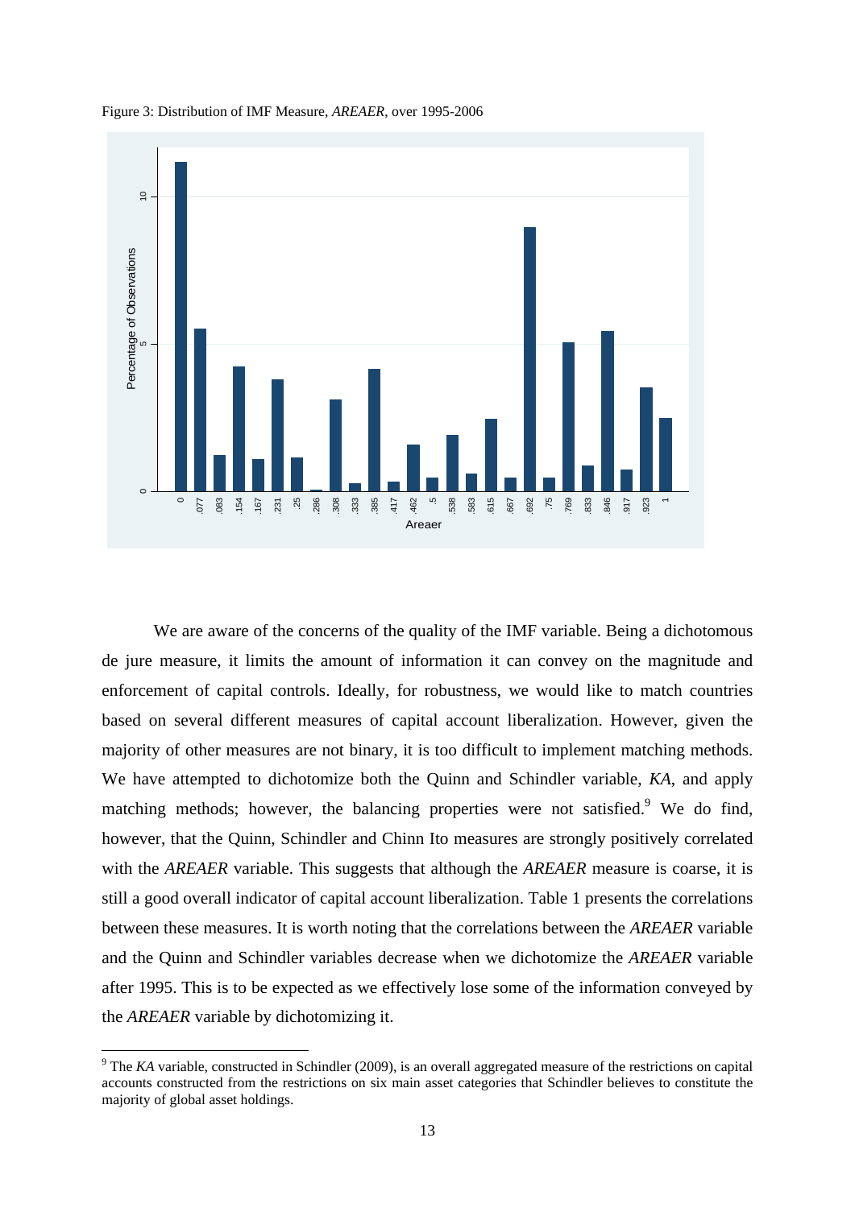Figure 3: Distribution of IMF Measure, *AREAER*, over 1995-2006

We are aware of the concerns of the quality of the IMF variable. Being a dichotomous de jure measure, it limits the amount of information it can convey on the magnitude and enforcement of capital controls. Ideally, for robustness, we would like to match countries based on several different measures of capital account liberalization. However, given the majority of other measures are not binary, it is too difficult to implement matching methods. We have attempted to dichotomize both the Quinn and Schindler variable, *KA*, and apply matching methods; however, the balancing properties were not satisfied.[9] We do find, however, that the Quinn, Schindler and Chinn Ito measures are strongly positively correlated with the *AREAER* variable. This suggests that although the *AREAER* measure is coarse, it is still a good overall indicator of capital account liberalization. Table 1 presents the correlations between these measures. It is worth noting that the correlations between the *AREAER* variable and the Quinn and Schindler variables decrease when we dichotomize the *AREAER* variable after 1995. This is to be expected as we effectively lose some of the information conveyed by the *AREAER* variable by dichotomizing it.

[9] The *KA* variable, constructed in Schindler (2009), is an overall aggregated measure of the restrictions on capital accounts constructed from the restrictions on six main asset categories that Schindler believes to constitute the majority of global asset holdings.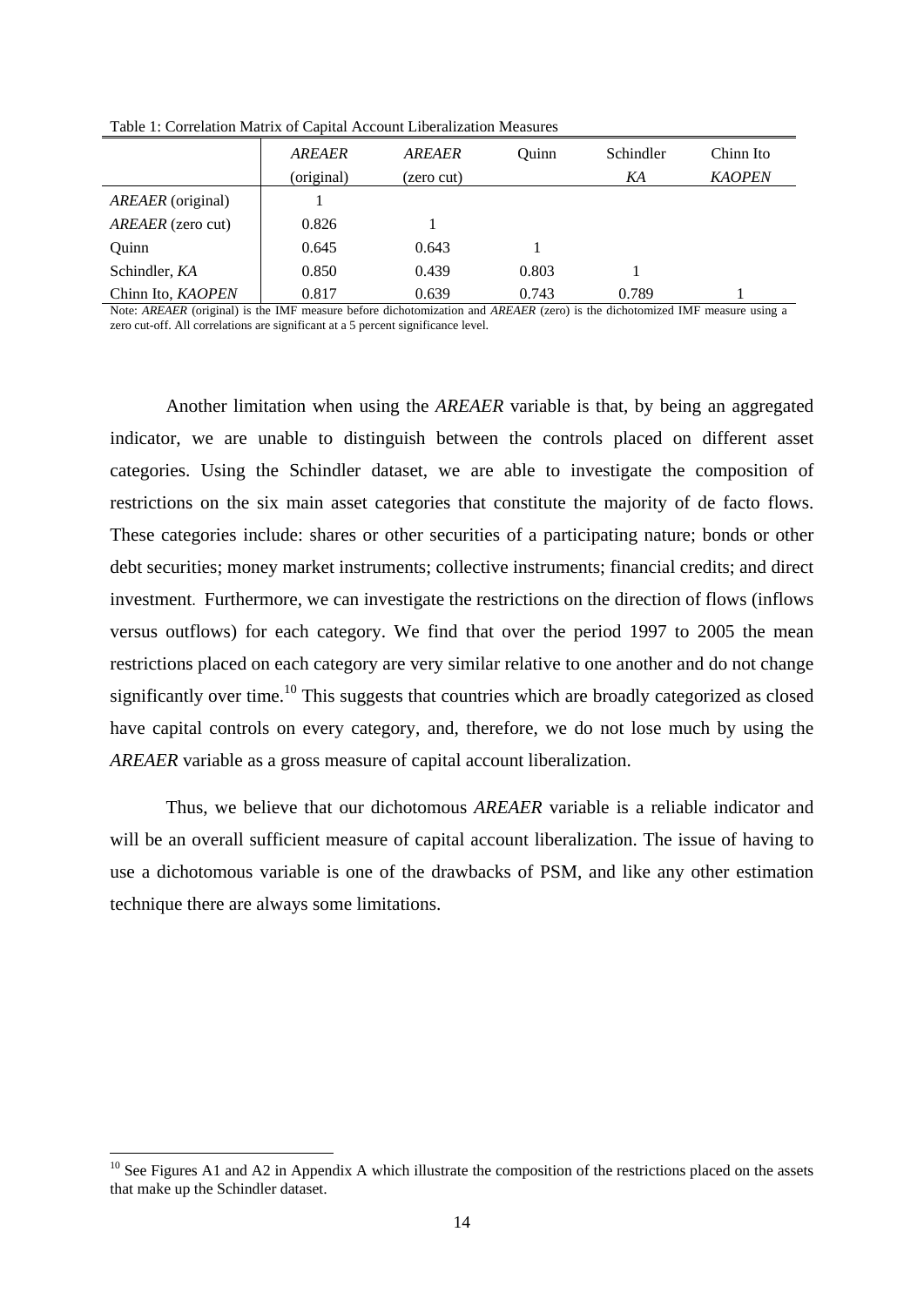Table 1: Correlation Matrix of Capital Account Liberalization Measures

| | *AREAER* (original) | *AREAER* (zero cut) | Quinn | Schindler *KA* | Chinn Ito *KAOPEN* |
|---|---|---|---|---|---|
| *AREAER* (original) | 1 | | | | |
| *AREAER* (zero cut) | 0.826 | 1 | | | |
| Quinn | 0.645 | 0.643 | 1 | | |
| Schindler, *KA* | 0.850 | 0.439 | 0.803 | 1 | |
| Chinn Ito, *KAOPEN* | 0.817 | 0.639 | 0.743 | 0.789 | 1 |

Note: *AREAER* (original) is the IMF measure before dichotomization and *AREAER* (zero) is the dichotomized IMF measure using a zero cut-off. All correlations are significant at a 5 percent significance level.

Another limitation when using the *AREAER* variable is that, by being an aggregated indicator, we are unable to distinguish between the controls placed on different asset categories. Using the Schindler dataset, we are able to investigate the composition of restrictions on the six main asset categories that constitute the majority of de facto flows. These categories include: shares or other securities of a participating nature; bonds or other debt securities; money market instruments; collective instruments; financial credits; and direct investment. Furthermore, we can investigate the restrictions on the direction of flows (inflows versus outflows) for each category. We find that over the period 1997 to 2005 the mean restrictions placed on each category are very similar relative to one another and do not change significantly over time.[10] This suggests that countries which are broadly categorized as closed have capital controls on every category, and, therefore, we do not lose much by using the *AREAER* variable as a gross measure of capital account liberalization.

Thus, we believe that our dichotomous *AREAER* variable is a reliable indicator and will be an overall sufficient measure of capital account liberalization. The issue of having to use a dichotomous variable is one of the drawbacks of PSM, and like any other estimation technique there are always some limitations.

[10] See Figures A1 and A2 in Appendix A which illustrate the composition of the restrictions placed on the assets that make up the Schindler dataset.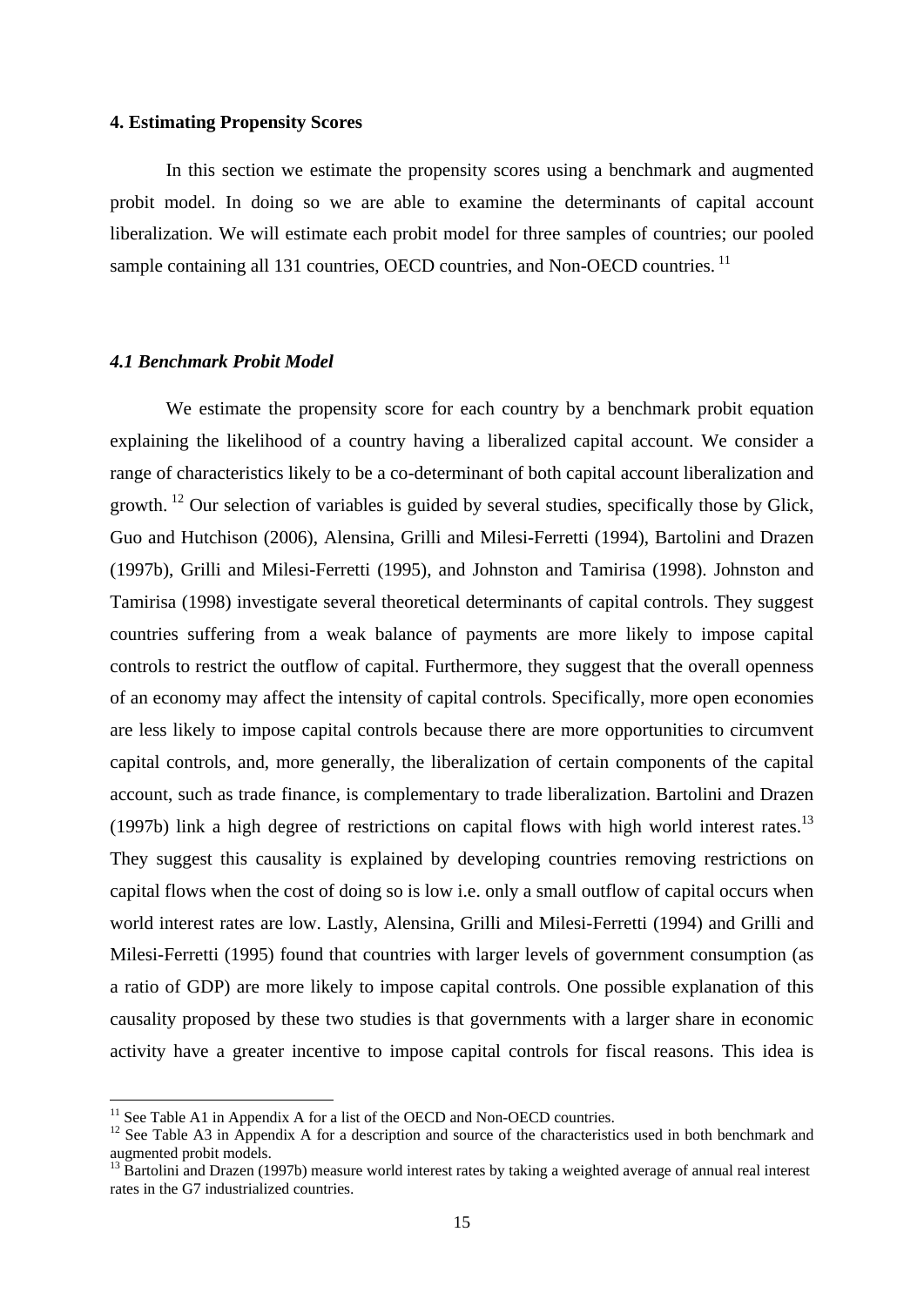### 4. Estimating Propensity Scores

In this section we estimate the propensity scores using a benchmark and augmented probit model. In doing so we are able to examine the determinants of capital account liberalization. We will estimate each probit model for three samples of countries; our pooled sample containing all 131 countries, OECD countries, and Non-OECD countries. [11]

#### *4.1 Benchmark Probit Model*

We estimate the propensity score for each country by a benchmark probit equation explaining the likelihood of a country having a liberalized capital account. We consider a range of characteristics likely to be a co-determinant of both capital account liberalization and growth. [12] Our selection of variables is guided by several studies, specifically those by Glick, Guo and Hutchison (2006), Alensina, Grilli and Milesi-Ferretti (1994), Bartolini and Drazen (1997b), Grilli and Milesi-Ferretti (1995), and Johnston and Tamirisa (1998). Johnston and Tamirisa (1998) investigate several theoretical determinants of capital controls. They suggest countries suffering from a weak balance of payments are more likely to impose capital controls to restrict the outflow of capital. Furthermore, they suggest that the overall openness of an economy may affect the intensity of capital controls. Specifically, more open economies are less likely to impose capital controls because there are more opportunities to circumvent capital controls, and, more generally, the liberalization of certain components of the capital account, such as trade finance, is complementary to trade liberalization. Bartolini and Drazen (1997b) link a high degree of restrictions on capital flows with high world interest rates.[13] They suggest this causality is explained by developing countries removing restrictions on capital flows when the cost of doing so is low i.e. only a small outflow of capital occurs when world interest rates are low. Lastly, Alensina, Grilli and Milesi-Ferretti (1994) and Grilli and Milesi-Ferretti (1995) found that countries with larger levels of government consumption (as a ratio of GDP) are more likely to impose capital controls. One possible explanation of this causality proposed by these two studies is that governments with a larger share in economic activity have a greater incentive to impose capital controls for fiscal reasons. This idea is

---

[11] See Table A1 in Appendix A for a list of the OECD and Non-OECD countries.

[12] See Table A3 in Appendix A for a description and source of the characteristics used in both benchmark and augmented probit models.

[13] Bartolini and Drazen (1997b) measure world interest rates by taking a weighted average of annual real interest rates in the G7 industrialized countries.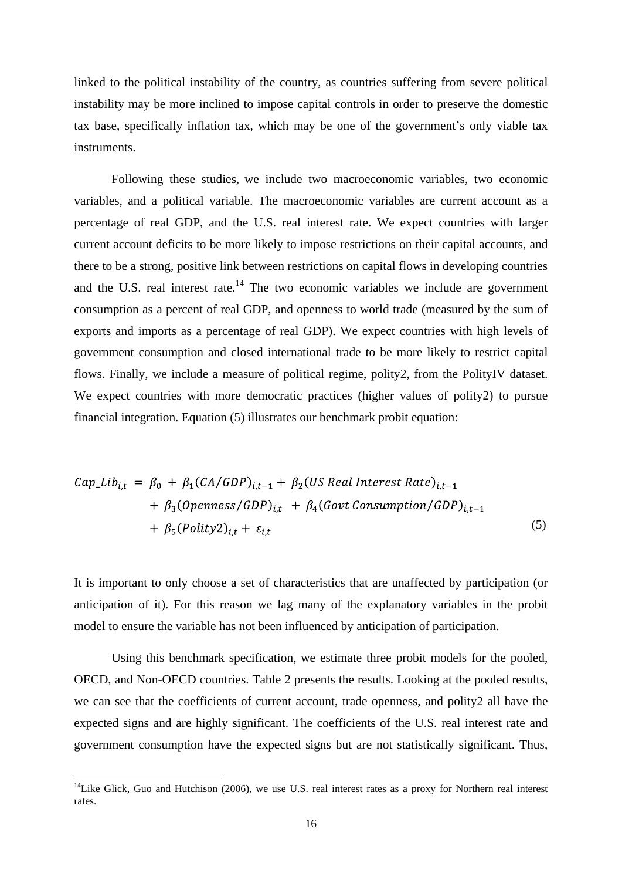linked to the political instability of the country, as countries suffering from severe political instability may be more inclined to impose capital controls in order to preserve the domestic tax base, specifically inflation tax, which may be one of the government's only viable tax instruments.

Following these studies, we include two macroeconomic variables, two economic variables, and a political variable. The macroeconomic variables are current account as a percentage of real GDP, and the U.S. real interest rate. We expect countries with larger current account deficits to be more likely to impose restrictions on their capital accounts, and there to be a strong, positive link between restrictions on capital flows in developing countries and the U.S. real interest rate.[14] The two economic variables we include are government consumption as a percent of real GDP, and openness to world trade (measured by the sum of exports and imports as a percentage of real GDP). We expect countries with high levels of government consumption and closed international trade to be more likely to restrict capital flows. Finally, we include a measure of political regime, polity2, from the PolityIV dataset. We expect countries with more democratic practices (higher values of polity2) to pursue financial integration. Equation (5) illustrates our benchmark probit equation:

$$
\begin{aligned}
Cap\_Lib_{i,t} = \; & \beta_0 + \beta_1 (CA/GDP)_{i,t-1} + \beta_2 (US\ Real\ Interest\ Rate)_{i,t-1} \\
& + \beta_3 (Openness/GDP)_{i,t} + \beta_4 (Govt\ Consumption/GDP)_{i,t-1} \\
& + \beta_5 (Polity2)_{i,t} + \varepsilon_{i,t}
\end{aligned} \tag{5}
$$

It is important to only choose a set of characteristics that are unaffected by participation (or anticipation of it). For this reason we lag many of the explanatory variables in the probit model to ensure the variable has not been influenced by anticipation of participation.

Using this benchmark specification, we estimate three probit models for the pooled, OECD, and Non-OECD countries. Table 2 presents the results. Looking at the pooled results, we can see that the coefficients of current account, trade openness, and polity2 all have the expected signs and are highly significant. The coefficients of the U.S. real interest rate and government consumption have the expected signs but are not statistically significant. Thus,

[14] Like Glick, Guo and Hutchison (2006), we use U.S. real interest rates as a proxy for Northern real interest rates.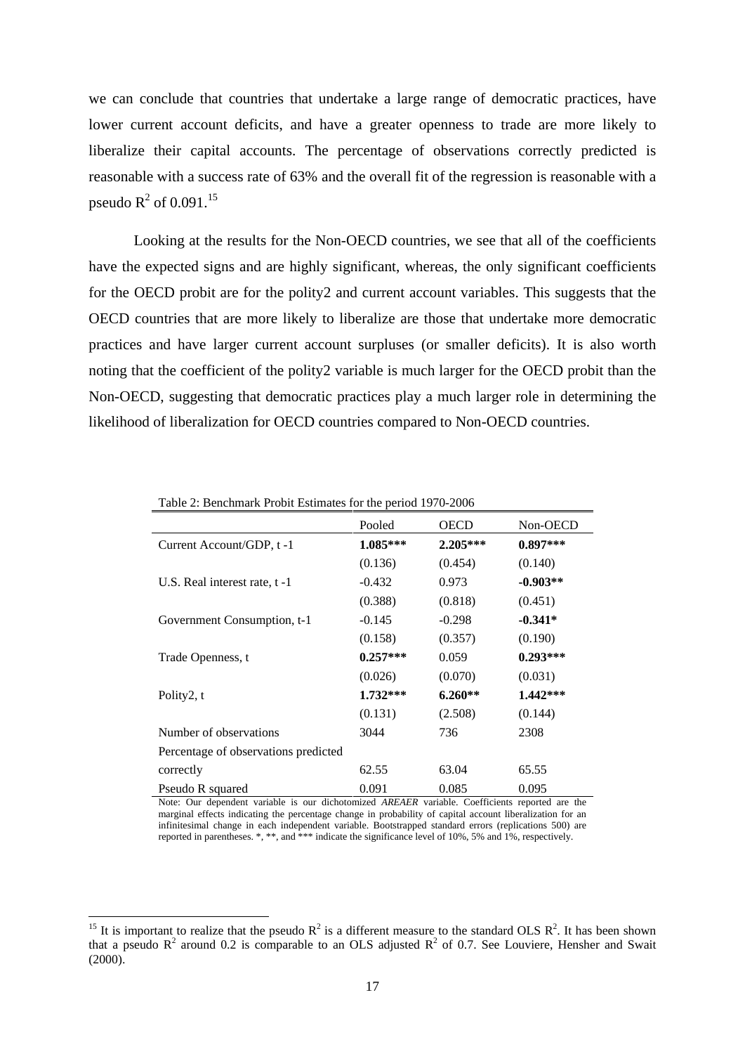we can conclude that countries that undertake a large range of democratic practices, have lower current account deficits, and have a greater openness to trade are more likely to liberalize their capital accounts. The percentage of observations correctly predicted is reasonable with a success rate of 63% and the overall fit of the regression is reasonable with a pseudo $R^2$ of 0.091.[15]

Looking at the results for the Non-OECD countries, we see that all of the coefficients have the expected signs and are highly significant, whereas, the only significant coefficients for the OECD probit are for the polity2 and current account variables. This suggests that the OECD countries that are more likely to liberalize are those that undertake more democratic practices and have larger current account surpluses (or smaller deficits). It is also worth noting that the coefficient of the polity2 variable is much larger for the OECD probit than the Non-OECD, suggesting that democratic practices play a much larger role in determining the likelihood of liberalization for OECD countries compared to Non-OECD countries.

Table 2: Benchmark Probit Estimates for the period 1970-2006

| | Pooled | OECD | Non-OECD |
|---|---|---|---|
| Current Account/GDP, t -1 | **1.085*** ** | **2.205*** ** | **0.897*** ** |
| | (0.136) | (0.454) | (0.140) |
| U.S. Real interest rate, t -1 | -0.432 | 0.973 | **-0.903** ** |
| | (0.388) | (0.818) | (0.451) |
| Government Consumption, t-1 | -0.145 | -0.298 | **-0.341*** |
| | (0.158) | (0.357) | (0.190) |
| Trade Openness, t | **0.257*** ** | 0.059 | **0.293*** ** |
| | (0.026) | (0.070) | (0.031) |
| Polity2, t | **1.732*** ** | **6.260** ** | **1.442*** ** |
| | (0.131) | (2.508) | (0.144) |
| Number of observations | 3044 | 736 | 2308 |
| Percentage of observations predicted correctly | 62.55 | 63.04 | 65.55 |
| Pseudo R squared | 0.091 | 0.085 | 0.095 |

Note: Our dependent variable is our dichotomized *AREAER* variable. Coefficients reported are the marginal effects indicating the percentage change in probability of capital account liberalization for an infinitesimal change in each independent variable. Bootstrapped standard errors (replications 500) are reported in parentheses. *, **, and *** indicate the significance level of 10%, 5% and 1%, respectively.

[15] It is important to realize that the pseudo $R^2$ is a different measure to the standard OLS $R^2$. It has been shown that a pseudo $R^2$ around 0.2 is comparable to an OLS adjusted $R^2$ of 0.7. See Louviere, Hensher and Swait (2000).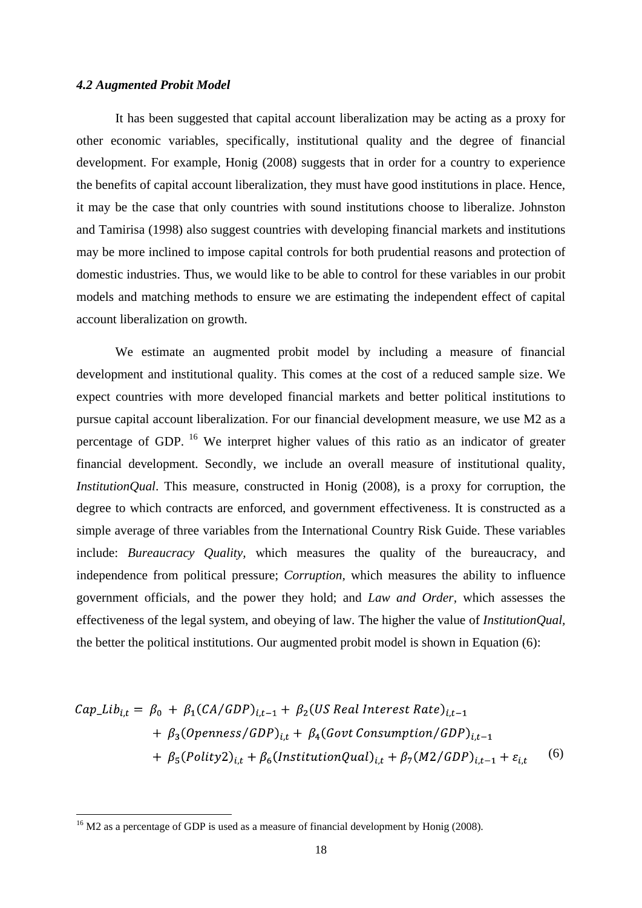### *4.2 Augmented Probit Model*

It has been suggested that capital account liberalization may be acting as a proxy for other economic variables, specifically, institutional quality and the degree of financial development. For example, Honig (2008) suggests that in order for a country to experience the benefits of capital account liberalization, they must have good institutions in place. Hence, it may be the case that only countries with sound institutions choose to liberalize. Johnston and Tamirisa (1998) also suggest countries with developing financial markets and institutions may be more inclined to impose capital controls for both prudential reasons and protection of domestic industries. Thus, we would like to be able to control for these variables in our probit models and matching methods to ensure we are estimating the independent effect of capital account liberalization on growth.

We estimate an augmented probit model by including a measure of financial development and institutional quality. This comes at the cost of a reduced sample size. We expect countries with more developed financial markets and better political institutions to pursue capital account liberalization. For our financial development measure, we use M2 as a percentage of GDP. [16] We interpret higher values of this ratio as an indicator of greater financial development. Secondly, we include an overall measure of institutional quality, *InstitutionQual*. This measure, constructed in Honig (2008), is a proxy for corruption, the degree to which contracts are enforced, and government effectiveness. It is constructed as a simple average of three variables from the International Country Risk Guide. These variables include: *Bureaucracy Quality,* which measures the quality of the bureaucracy, and independence from political pressure; *Corruption,* which measures the ability to influence government officials, and the power they hold; and *Law and Order,* which assesses the effectiveness of the legal system, and obeying of law. The higher the value of *InstitutionQual,* the better the political institutions. Our augmented probit model is shown in Equation (6):

$$
\begin{aligned}
Cap\_Lib_{i,t} = {} & \beta_0 + \beta_1 (CA/GDP)_{i,t-1} + \beta_2 (US\ Real\ Interest\ Rate)_{i,t-1} \\
& + \beta_3 (Openness/GDP)_{i,t} + \beta_4 (Govt\ Consumption/GDP)_{i,t-1} \\
& + \beta_5 (Polity2)_{i,t} + \beta_6 (InstitutionQual)_{i,t} + \beta_7 (M2/GDP)_{i,t-1} + \varepsilon_{i,t}
\end{aligned} \tag{6}
$$

[16] M2 as a percentage of GDP is used as a measure of financial development by Honig (2008).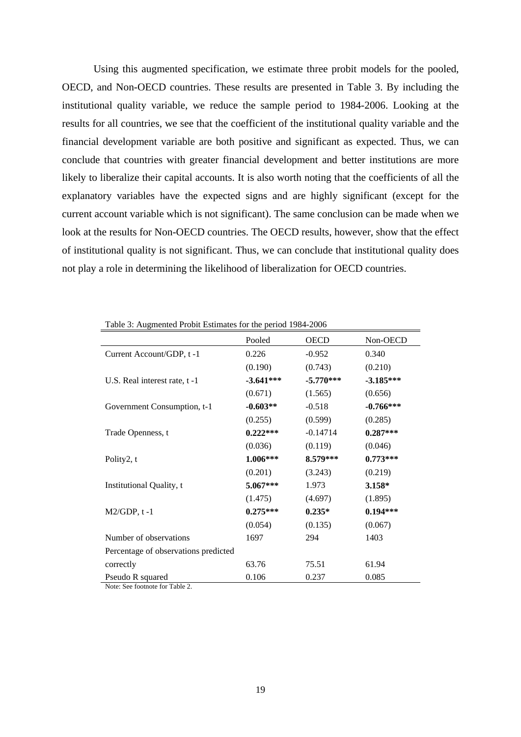Using this augmented specification, we estimate three probit models for the pooled, OECD, and Non-OECD countries. These results are presented in Table 3. By including the institutional quality variable, we reduce the sample period to 1984-2006. Looking at the results for all countries, we see that the coefficient of the institutional quality variable and the financial development variable are both positive and significant as expected. Thus, we can conclude that countries with greater financial development and better institutions are more likely to liberalize their capital accounts. It is also worth noting that the coefficients of all the explanatory variables have the expected signs and are highly significant (except for the current account variable which is not significant). The same conclusion can be made when we look at the results for Non-OECD countries. The OECD results, however, show that the effect of institutional quality is not significant. Thus, we can conclude that institutional quality does not play a role in determining the likelihood of liberalization for OECD countries.

Table 3: Augmented Probit Estimates for the period 1984-2006

| | Pooled | OECD | Non-OECD |
|---|---|---|---|
| Current Account/GDP, t -1 | 0.226 | -0.952 | 0.340 |
| | (0.190) | (0.743) | (0.210) |
| U.S. Real interest rate, t -1 | **-3.641*** ** | **-5.770*** ** | **-3.185*** ** |
| | (0.671) | (1.565) | (0.656) |
| Government Consumption, t-1 | **-0.603** ** | -0.518 | **-0.766*** ** |
| | (0.255) | (0.599) | (0.285) |
| Trade Openness, t | **0.222*** ** | -0.14714 | **0.287*** ** |
| | (0.036) | (0.119) | (0.046) |
| Polity2, t | **1.006*** ** | **8.579*** ** | **0.773*** ** |
| | (0.201) | (3.243) | (0.219) |
| Institutional Quality, t | **5.067*** ** | 1.973 | **3.158* ** |
| | (1.475) | (4.697) | (1.895) |
| M2/GDP, t -1 | **0.275*** ** | **0.235* ** | **0.194*** ** |
| | (0.054) | (0.135) | (0.067) |
| Number of observations | 1697 | 294 | 1403 |
| Percentage of observations predicted correctly | 63.76 | 75.51 | 61.94 |
| Pseudo R squared | 0.106 | 0.237 | 0.085 |

Note: See footnote for Table 2.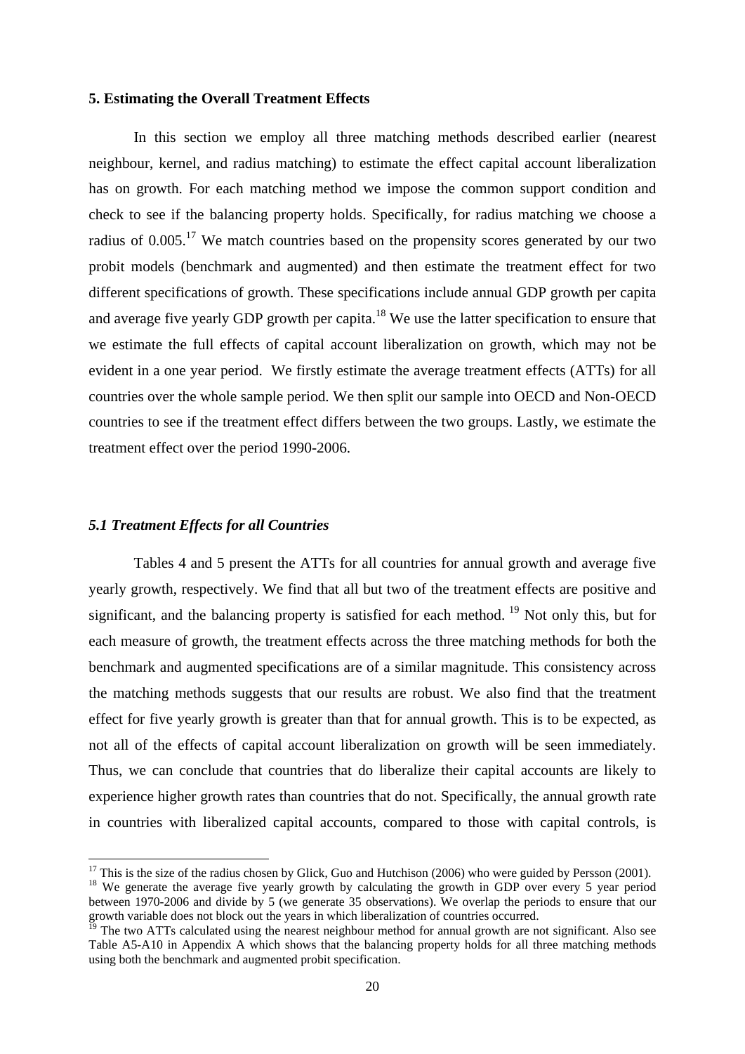## 5. Estimating the Overall Treatment Effects

In this section we employ all three matching methods described earlier (nearest neighbour, kernel, and radius matching) to estimate the effect capital account liberalization has on growth. For each matching method we impose the common support condition and check to see if the balancing property holds. Specifically, for radius matching we choose a radius of 0.005.[17] We match countries based on the propensity scores generated by our two probit models (benchmark and augmented) and then estimate the treatment effect for two different specifications of growth. These specifications include annual GDP growth per capita and average five yearly GDP growth per capita.[18] We use the latter specification to ensure that we estimate the full effects of capital account liberalization on growth, which may not be evident in a one year period. We firstly estimate the average treatment effects (ATTs) for all countries over the whole sample period. We then split our sample into OECD and Non-OECD countries to see if the treatment effect differs between the two groups. Lastly, we estimate the treatment effect over the period 1990-2006.

### *5.1 Treatment Effects for all Countries*

Tables 4 and 5 present the ATTs for all countries for annual growth and average five yearly growth, respectively. We find that all but two of the treatment effects are positive and significant, and the balancing property is satisfied for each method. [19] Not only this, but for each measure of growth, the treatment effects across the three matching methods for both the benchmark and augmented specifications are of a similar magnitude. This consistency across the matching methods suggests that our results are robust. We also find that the treatment effect for five yearly growth is greater than that for annual growth. This is to be expected, as not all of the effects of capital account liberalization on growth will be seen immediately. Thus, we can conclude that countries that do liberalize their capital accounts are likely to experience higher growth rates than countries that do not. Specifically, the annual growth rate in countries with liberalized capital accounts, compared to those with capital controls, is

[17] This is the size of the radius chosen by Glick, Guo and Hutchison (2006) who were guided by Persson (2001).

[18] We generate the average five yearly growth by calculating the growth in GDP over every 5 year period between 1970-2006 and divide by 5 (we generate 35 observations). We overlap the periods to ensure that our growth variable does not block out the years in which liberalization of countries occurred.

[19] The two ATTs calculated using the nearest neighbour method for annual growth are not significant. Also see Table A5-A10 in Appendix A which shows that the balancing property holds for all three matching methods using both the benchmark and augmented probit specification.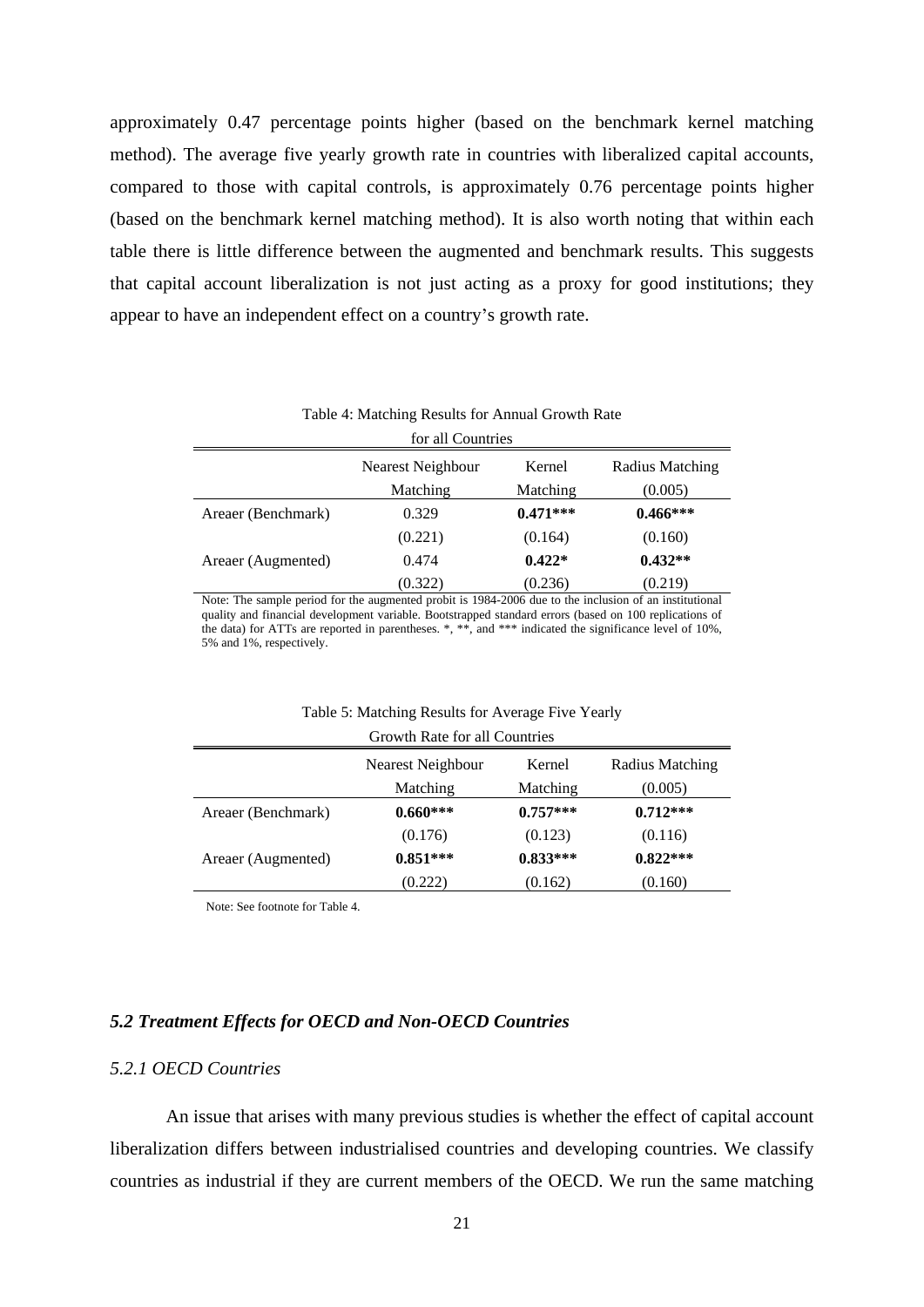approximately 0.47 percentage points higher (based on the benchmark kernel matching method). The average five yearly growth rate in countries with liberalized capital accounts, compared to those with capital controls, is approximately 0.76 percentage points higher (based on the benchmark kernel matching method). It is also worth noting that within each table there is little difference between the augmented and benchmark results. This suggests that capital account liberalization is not just acting as a proxy for good institutions; they appear to have an independent effect on a country's growth rate.

Table 4: Matching Results for Annual Growth Rate for all Countries

| | Nearest Neighbour Matching | Kernel Matching | Radius Matching (0.005) |
|---|---|---|---|
| Areaer (Benchmark) | 0.329 | **0.471*** ** | **0.466*** ** |
| | (0.221) | (0.164) | (0.160) |
| Areaer (Augmented) | 0.474 | **0.422*** | **0.432** ** |
| | (0.322) | (0.236) | (0.219) |

Note: The sample period for the augmented probit is 1984-2006 due to the inclusion of an institutional quality and financial development variable. Bootstrapped standard errors (based on 100 replications of the data) for ATTs are reported in parentheses. *, **, and *** indicated the significance level of 10%, 5% and 1%, respectively.

Table 5: Matching Results for Average Five Yearly Growth Rate for all Countries

| | Nearest Neighbour Matching | Kernel Matching | Radius Matching (0.005) |
|---|---|---|---|
| Areaer (Benchmark) | **0.660*** ** | **0.757*** ** | **0.712*** ** |
| | (0.176) | (0.123) | (0.116) |
| Areaer (Augmented) | **0.851*** ** | **0.833*** ** | **0.822*** ** |
| | (0.222) | (0.162) | (0.160) |

Note: See footnote for Table 4.

### *5.2 Treatment Effects for OECD and Non-OECD Countries*

#### *5.2.1 OECD Countries*

An issue that arises with many previous studies is whether the effect of capital account liberalization differs between industrialised countries and developing countries. We classify countries as industrial if they are current members of the OECD. We run the same matching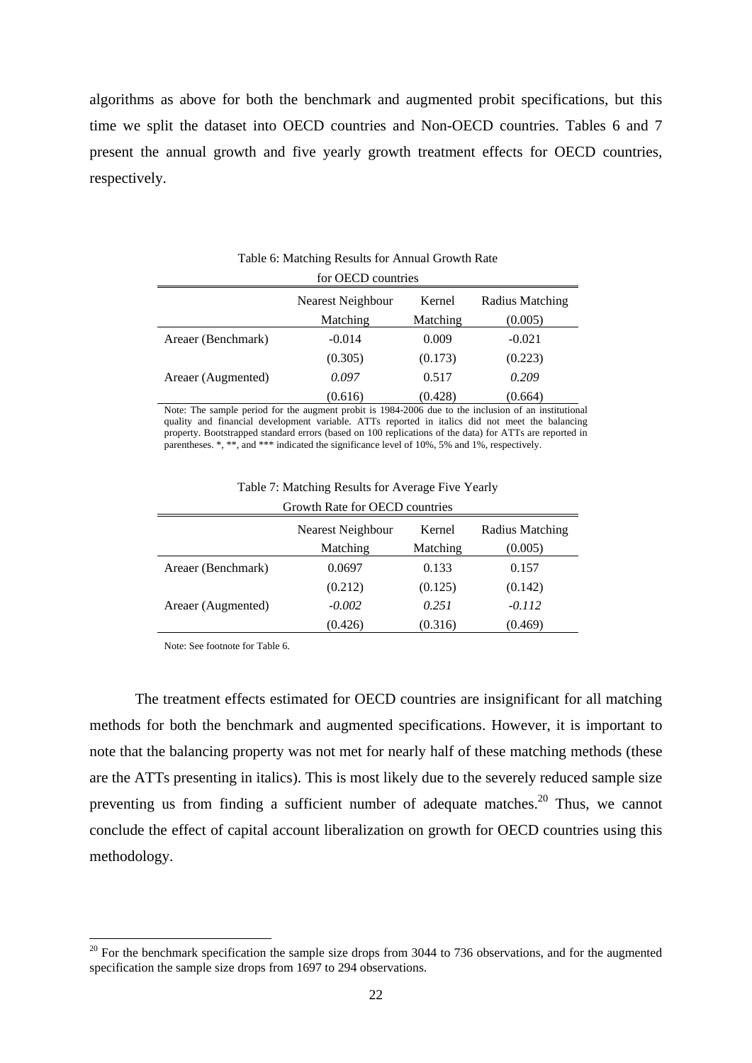algorithms as above for both the benchmark and augmented probit specifications, but this time we split the dataset into OECD countries and Non-OECD countries. Tables 6 and 7 present the annual growth and five yearly growth treatment effects for OECD countries, respectively.

Table 6: Matching Results for Annual Growth Rate for OECD countries

| | Nearest Neighbour Matching | Kernel Matching | Radius Matching (0.005) |
|---|---|---|---|
| Areaer (Benchmark) | -0.014 | 0.009 | -0.021 |
| | (0.305) | (0.173) | (0.223) |
| Areaer (Augmented) | *0.097* | 0.517 | *0.209* |
| | (0.616) | (0.428) | (0.664) |

Note: The sample period for the augment probit is 1984-2006 due to the inclusion of an institutional quality and financial development variable. ATTs reported in italics did not meet the balancing property. Bootstrapped standard errors (based on 100 replications of the data) for ATTs are reported in parentheses. *, **, and *** indicated the significance level of 10%, 5% and 1%, respectively.

Table 7: Matching Results for Average Five Yearly Growth Rate for OECD countries

| | Nearest Neighbour Matching | Kernel Matching | Radius Matching (0.005) |
|---|---|---|---|
| Areaer (Benchmark) | 0.0697 | 0.133 | 0.157 |
| | (0.212) | (0.125) | (0.142) |
| Areaer (Augmented) | *-0.002* | *0.251* | *-0.112* |
| | (0.426) | (0.316) | (0.469) |

Note: See footnote for Table 6.

The treatment effects estimated for OECD countries are insignificant for all matching methods for both the benchmark and augmented specifications. However, it is important to note that the balancing property was not met for nearly half of these matching methods (these are the ATTs presenting in italics). This is most likely due to the severely reduced sample size preventing us from finding a sufficient number of adequate matches.[20] Thus, we cannot conclude the effect of capital account liberalization on growth for OECD countries using this methodology.

[20] For the benchmark specification the sample size drops from 3044 to 736 observations, and for the augmented specification the sample size drops from 1697 to 294 observations.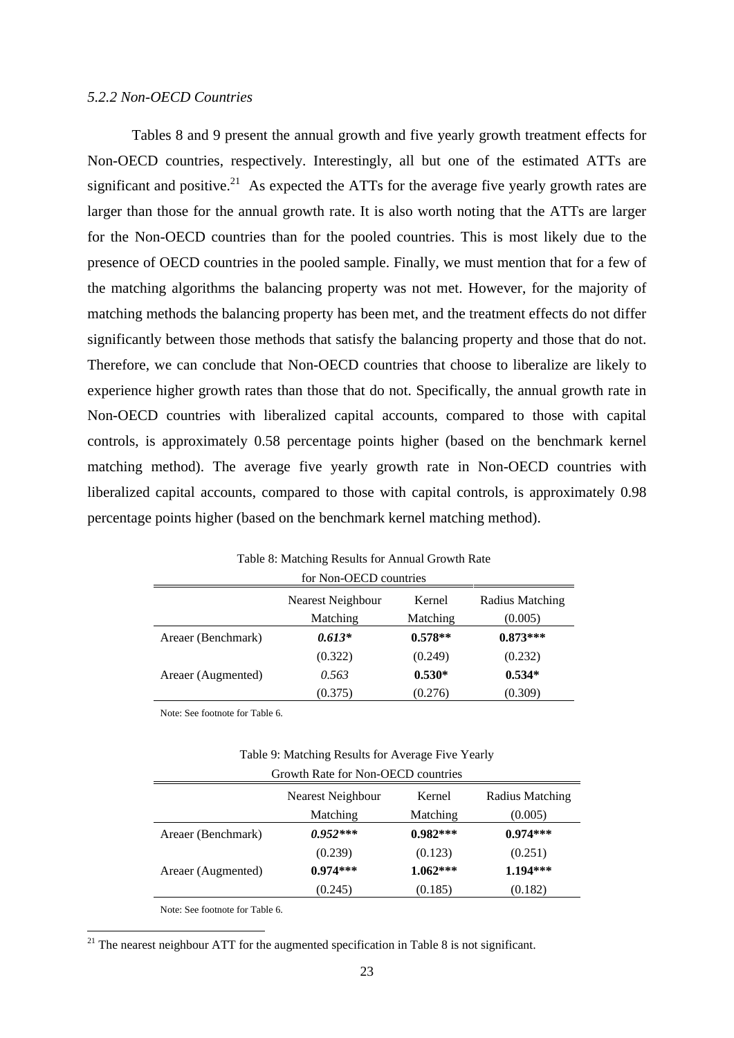*5.2.2 Non-OECD Countries*

Tables 8 and 9 present the annual growth and five yearly growth treatment effects for Non-OECD countries, respectively. Interestingly, all but one of the estimated ATTs are significant and positive.[21] As expected the ATTs for the average five yearly growth rates are larger than those for the annual growth rate. It is also worth noting that the ATTs are larger for the Non-OECD countries than for the pooled countries. This is most likely due to the presence of OECD countries in the pooled sample. Finally, we must mention that for a few of the matching algorithms the balancing property was not met. However, for the majority of matching methods the balancing property has been met, and the treatment effects do not differ significantly between those methods that satisfy the balancing property and those that do not. Therefore, we can conclude that Non-OECD countries that choose to liberalize are likely to experience higher growth rates than those that do not. Specifically, the annual growth rate in Non-OECD countries with liberalized capital accounts, compared to those with capital controls, is approximately 0.58 percentage points higher (based on the benchmark kernel matching method). The average five yearly growth rate in Non-OECD countries with liberalized capital accounts, compared to those with capital controls, is approximately 0.98 percentage points higher (based on the benchmark kernel matching method).

Table 8: Matching Results for Annual Growth Rate for Non-OECD countries

| | Nearest Neighbour Matching | Kernel Matching | Radius Matching (0.005) |
|---|---|---|---|
| Areaer (Benchmark) | ***0.613**** | **0.578**** | **0.873***** |
| | (0.322) | (0.249) | (0.232) |
| Areaer (Augmented) | *0.563* | **0.530*** | **0.534*** |
| | (0.375) | (0.276) | (0.309) |

Note: See footnote for Table 6.

Table 9: Matching Results for Average Five Yearly Growth Rate for Non-OECD countries

| | Nearest Neighbour Matching | Kernel Matching | Radius Matching (0.005) |
|---|---|---|---|
| Areaer (Benchmark) | ***0.952****** | **0.982***** | **0.974***** |
| | (0.239) | (0.123) | (0.251) |
| Areaer (Augmented) | **0.974***** | **1.062***** | **1.194***** |
| | (0.245) | (0.185) | (0.182) |

Note: See footnote for Table 6.

[21] The nearest neighbour ATT for the augmented specification in Table 8 is not significant.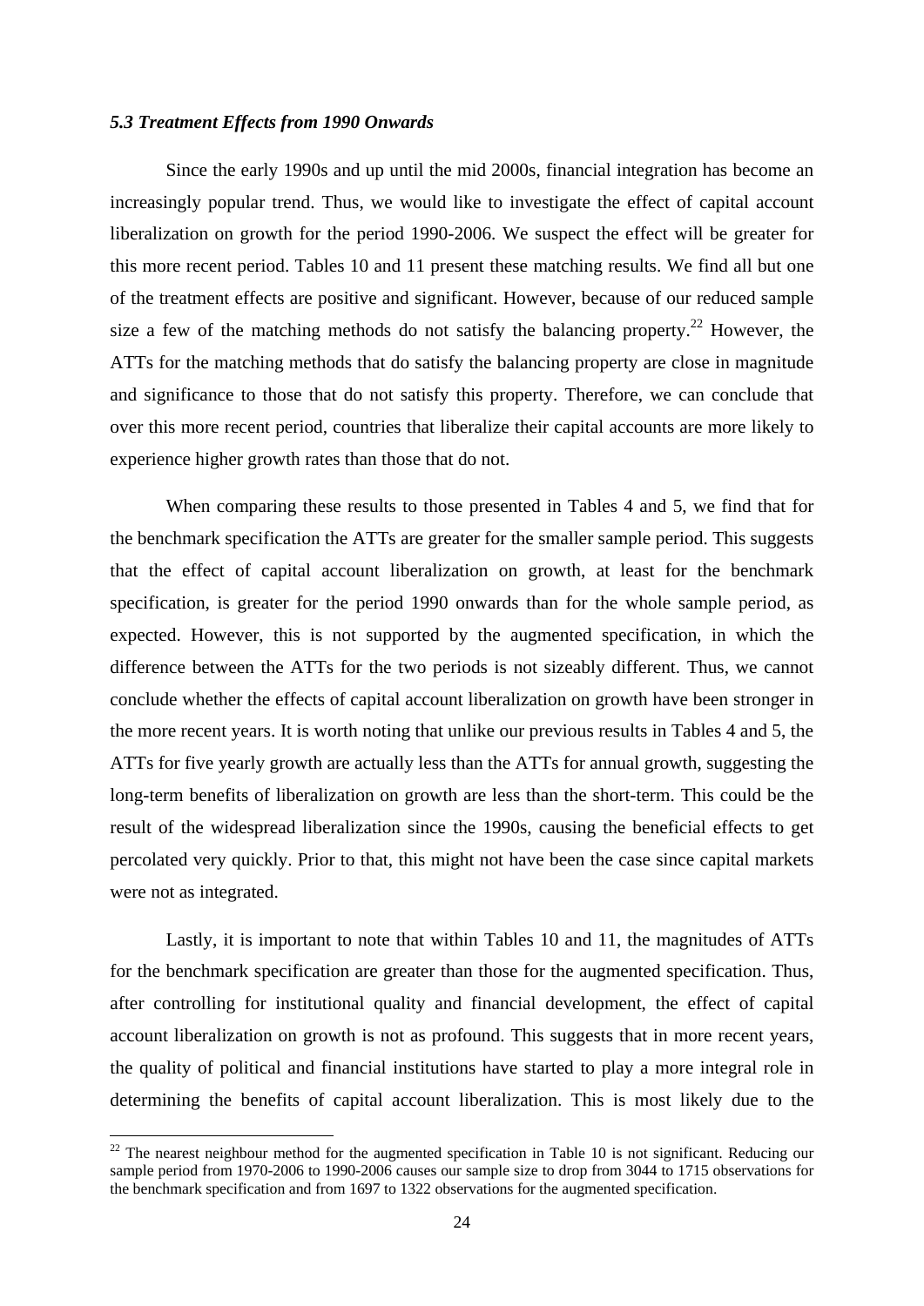### *5.3 Treatment Effects from 1990 Onwards*

Since the early 1990s and up until the mid 2000s, financial integration has become an increasingly popular trend. Thus, we would like to investigate the effect of capital account liberalization on growth for the period 1990-2006. We suspect the effect will be greater for this more recent period. Tables 10 and 11 present these matching results. We find all but one of the treatment effects are positive and significant. However, because of our reduced sample size a few of the matching methods do not satisfy the balancing property.[22] However, the ATTs for the matching methods that do satisfy the balancing property are close in magnitude and significance to those that do not satisfy this property. Therefore, we can conclude that over this more recent period, countries that liberalize their capital accounts are more likely to experience higher growth rates than those that do not.

When comparing these results to those presented in Tables 4 and 5, we find that for the benchmark specification the ATTs are greater for the smaller sample period. This suggests that the effect of capital account liberalization on growth, at least for the benchmark specification, is greater for the period 1990 onwards than for the whole sample period, as expected. However, this is not supported by the augmented specification, in which the difference between the ATTs for the two periods is not sizeably different. Thus, we cannot conclude whether the effects of capital account liberalization on growth have been stronger in the more recent years. It is worth noting that unlike our previous results in Tables 4 and 5, the ATTs for five yearly growth are actually less than the ATTs for annual growth, suggesting the long-term benefits of liberalization on growth are less than the short-term. This could be the result of the widespread liberalization since the 1990s, causing the beneficial effects to get percolated very quickly. Prior to that, this might not have been the case since capital markets were not as integrated.

Lastly, it is important to note that within Tables 10 and 11, the magnitudes of ATTs for the benchmark specification are greater than those for the augmented specification. Thus, after controlling for institutional quality and financial development, the effect of capital account liberalization on growth is not as profound. This suggests that in more recent years, the quality of political and financial institutions have started to play a more integral role in determining the benefits of capital account liberalization. This is most likely due to the

---

[22] The nearest neighbour method for the augmented specification in Table 10 is not significant. Reducing our sample period from 1970-2006 to 1990-2006 causes our sample size to drop from 3044 to 1715 observations for the benchmark specification and from 1697 to 1322 observations for the augmented specification.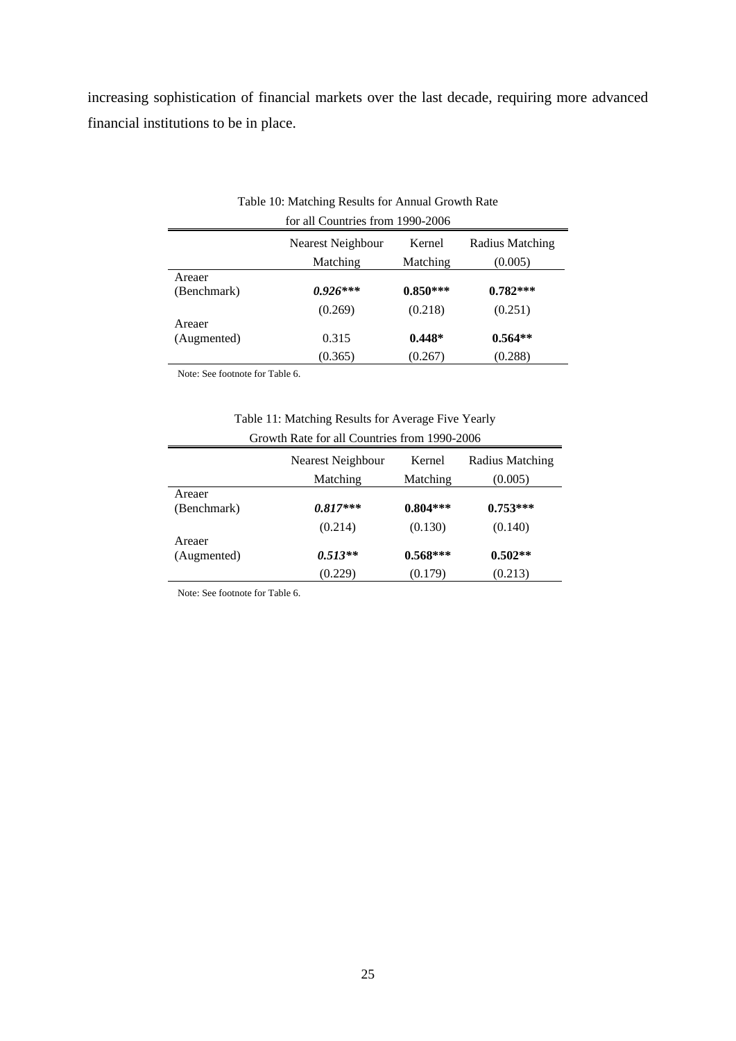increasing sophistication of financial markets over the last decade, requiring more advanced financial institutions to be in place.

Table 10: Matching Results for Annual Growth Rate for all Countries from 1990-2006

| | Nearest Neighbour Matching | Kernel Matching | Radius Matching (0.005) |
|---|---|---|---|
| Areaer (Benchmark) | ***0.926**** | **0.850***** | **0.782***** |
| | (0.269) | (0.218) | (0.251) |
| Areaer (Augmented) | 0.315 | **0.448*** | **0.564**** |
| | (0.365) | (0.267) | (0.288) |

Note: See footnote for Table 6.

Table 11: Matching Results for Average Five Yearly Growth Rate for all Countries from 1990-2006

| | Nearest Neighbour Matching | Kernel Matching | Radius Matching (0.005) |
|---|---|---|---|
| Areaer (Benchmark) | ***0.817**** | **0.804***** | **0.753***** |
| | (0.214) | (0.130) | (0.140) |
| Areaer (Augmented) | ***0.513*** | **0.568***** | **0.502**** |
| | (0.229) | (0.179) | (0.213) |

Note: See footnote for Table 6.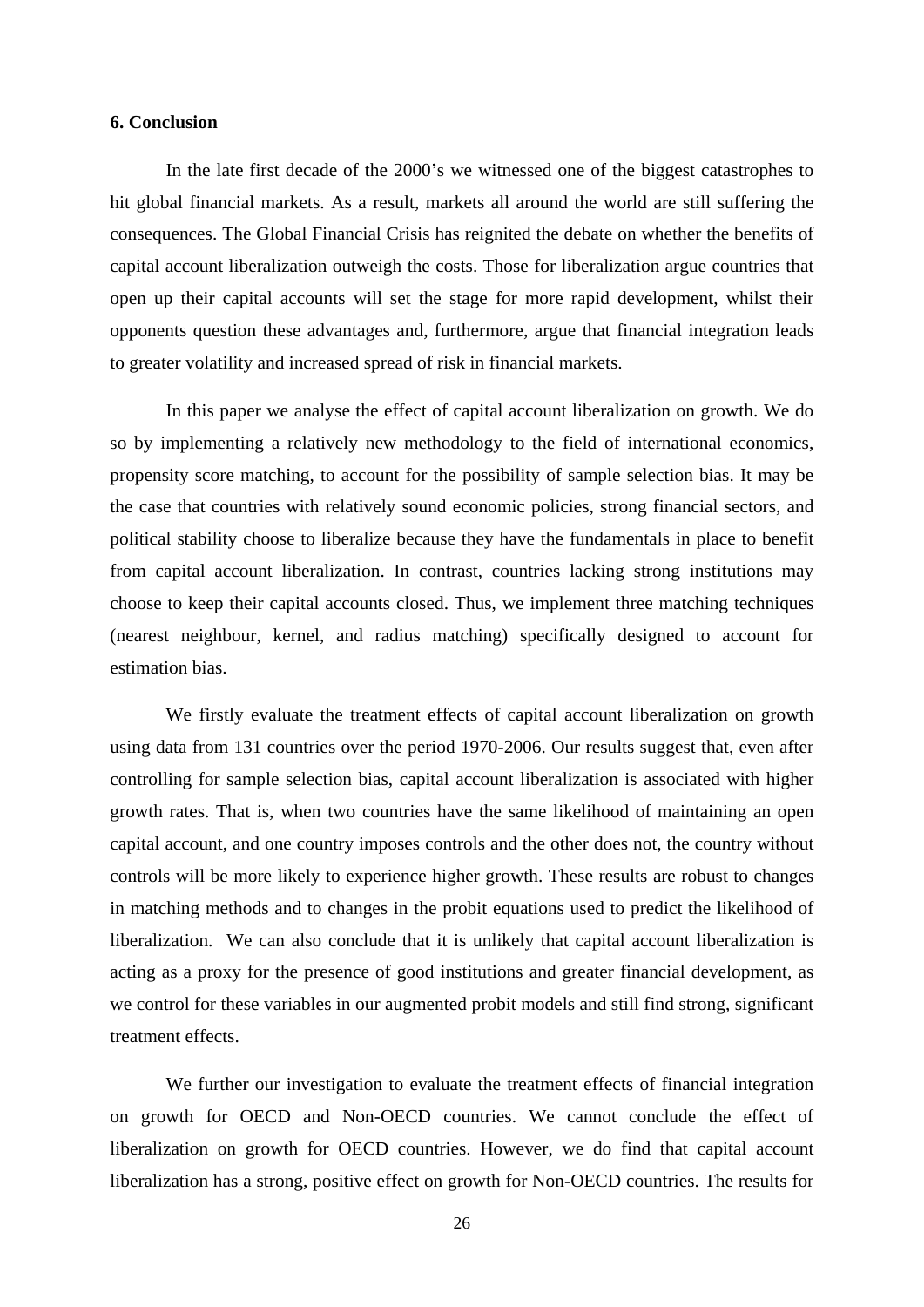**6. Conclusion**

In the late first decade of the 2000's we witnessed one of the biggest catastrophes to hit global financial markets. As a result, markets all around the world are still suffering the consequences. The Global Financial Crisis has reignited the debate on whether the benefits of capital account liberalization outweigh the costs. Those for liberalization argue countries that open up their capital accounts will set the stage for more rapid development, whilst their opponents question these advantages and, furthermore, argue that financial integration leads to greater volatility and increased spread of risk in financial markets.

In this paper we analyse the effect of capital account liberalization on growth. We do so by implementing a relatively new methodology to the field of international economics, propensity score matching, to account for the possibility of sample selection bias. It may be the case that countries with relatively sound economic policies, strong financial sectors, and political stability choose to liberalize because they have the fundamentals in place to benefit from capital account liberalization. In contrast, countries lacking strong institutions may choose to keep their capital accounts closed. Thus, we implement three matching techniques (nearest neighbour, kernel, and radius matching) specifically designed to account for estimation bias.

We firstly evaluate the treatment effects of capital account liberalization on growth using data from 131 countries over the period 1970-2006. Our results suggest that, even after controlling for sample selection bias, capital account liberalization is associated with higher growth rates. That is, when two countries have the same likelihood of maintaining an open capital account, and one country imposes controls and the other does not, the country without controls will be more likely to experience higher growth. These results are robust to changes in matching methods and to changes in the probit equations used to predict the likelihood of liberalization. We can also conclude that it is unlikely that capital account liberalization is acting as a proxy for the presence of good institutions and greater financial development, as we control for these variables in our augmented probit models and still find strong, significant treatment effects.

We further our investigation to evaluate the treatment effects of financial integration on growth for OECD and Non-OECD countries. We cannot conclude the effect of liberalization on growth for OECD countries. However, we do find that capital account liberalization has a strong, positive effect on growth for Non-OECD countries. The results for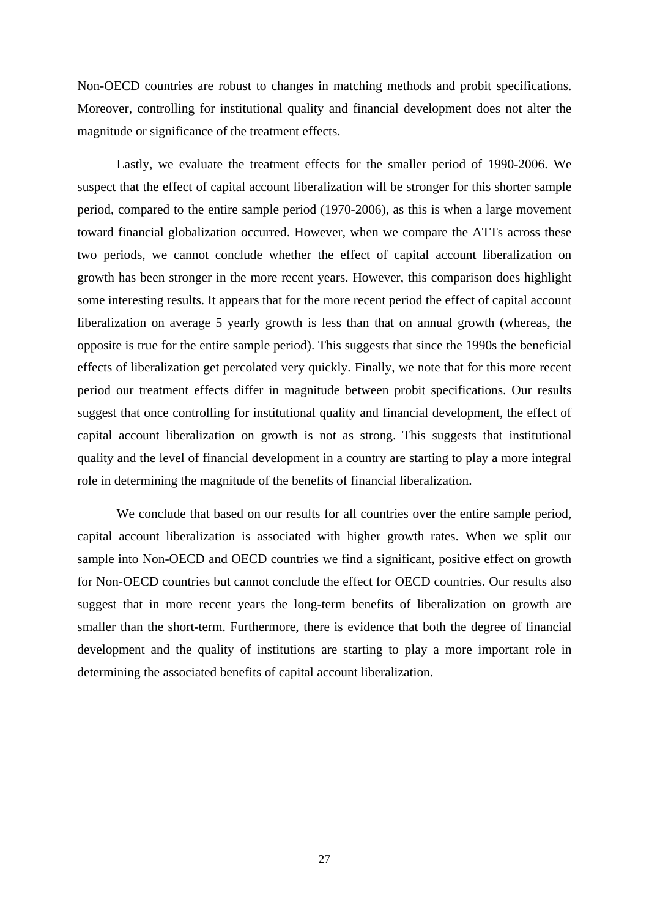Non-OECD countries are robust to changes in matching methods and probit specifications. Moreover, controlling for institutional quality and financial development does not alter the magnitude or significance of the treatment effects.

Lastly, we evaluate the treatment effects for the smaller period of 1990-2006. We suspect that the effect of capital account liberalization will be stronger for this shorter sample period, compared to the entire sample period (1970-2006), as this is when a large movement toward financial globalization occurred. However, when we compare the ATTs across these two periods, we cannot conclude whether the effect of capital account liberalization on growth has been stronger in the more recent years. However, this comparison does highlight some interesting results. It appears that for the more recent period the effect of capital account liberalization on average 5 yearly growth is less than that on annual growth (whereas, the opposite is true for the entire sample period). This suggests that since the 1990s the beneficial effects of liberalization get percolated very quickly. Finally, we note that for this more recent period our treatment effects differ in magnitude between probit specifications. Our results suggest that once controlling for institutional quality and financial development, the effect of capital account liberalization on growth is not as strong. This suggests that institutional quality and the level of financial development in a country are starting to play a more integral role in determining the magnitude of the benefits of financial liberalization.

We conclude that based on our results for all countries over the entire sample period, capital account liberalization is associated with higher growth rates. When we split our sample into Non-OECD and OECD countries we find a significant, positive effect on growth for Non-OECD countries but cannot conclude the effect for OECD countries. Our results also suggest that in more recent years the long-term benefits of liberalization on growth are smaller than the short-term. Furthermore, there is evidence that both the degree of financial development and the quality of institutions are starting to play a more important role in determining the associated benefits of capital account liberalization.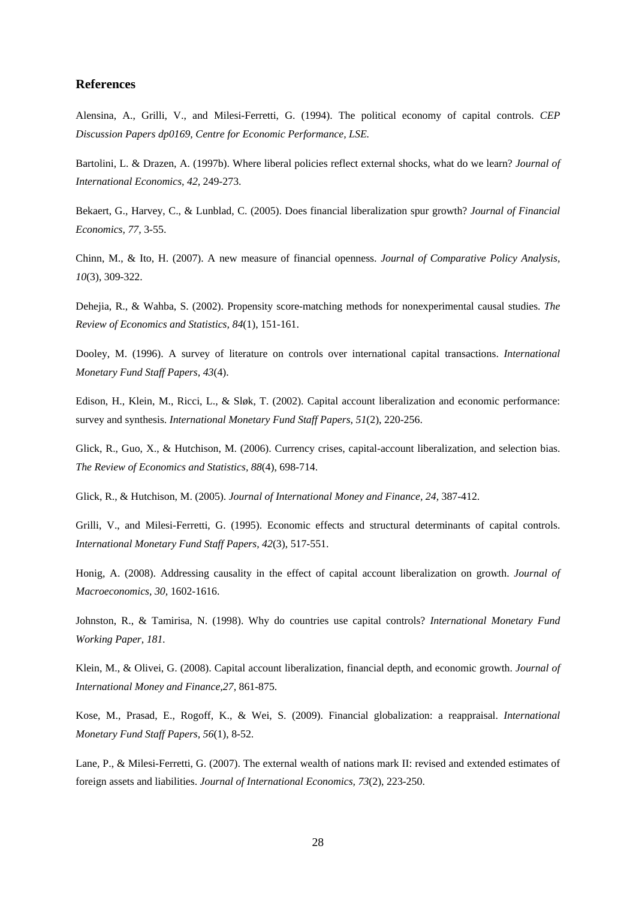## References

Alensina, A., Grilli, V., and Milesi-Ferretti, G. (1994). The political economy of capital controls. *CEP Discussion Papers dp0169, Centre for Economic Performance, LSE.*

Bartolini, L. & Drazen, A. (1997b). Where liberal policies reflect external shocks, what do we learn? *Journal of International Economics, 42,* 249-273.

Bekaert, G., Harvey, C., & Lunblad, C. (2005). Does financial liberalization spur growth? *Journal of Financial Economics, 77,* 3-55.

Chinn, M., & Ito, H. (2007). A new measure of financial openness. *Journal of Comparative Policy Analysis, 10*(3), 309-322.

Dehejia, R., & Wahba, S. (2002). Propensity score-matching methods for nonexperimental causal studies. *The Review of Economics and Statistics, 84*(1), 151-161.

Dooley, M. (1996). A survey of literature on controls over international capital transactions. *International Monetary Fund Staff Papers, 43*(4).

Edison, H., Klein, M., Ricci, L., & Sløk, T. (2002). Capital account liberalization and economic performance: survey and synthesis. *International Monetary Fund Staff Papers, 51*(2), 220-256.

Glick, R., Guo, X., & Hutchison, M. (2006). Currency crises, capital-account liberalization, and selection bias. *The Review of Economics and Statistics, 88*(4), 698-714.

Glick, R., & Hutchison, M. (2005). *Journal of International Money and Finance, 24,* 387-412.

Grilli, V., and Milesi-Ferretti, G. (1995). Economic effects and structural determinants of capital controls. *International Monetary Fund Staff Papers, 42*(3), 517-551.

Honig, A. (2008). Addressing causality in the effect of capital account liberalization on growth. *Journal of Macroeconomics, 30,* 1602-1616.

Johnston, R., & Tamirisa, N. (1998). Why do countries use capital controls? *International Monetary Fund Working Paper, 181.*

Klein, M., & Olivei, G. (2008). Capital account liberalization, financial depth, and economic growth. *Journal of International Money and Finance,27,* 861-875.

Kose, M., Prasad, E., Rogoff, K., & Wei, S. (2009). Financial globalization: a reappraisal. *International Monetary Fund Staff Papers, 56*(1), 8-52.

Lane, P., & Milesi-Ferretti, G. (2007). The external wealth of nations mark II: revised and extended estimates of foreign assets and liabilities. *Journal of International Economics, 73*(2), 223-250.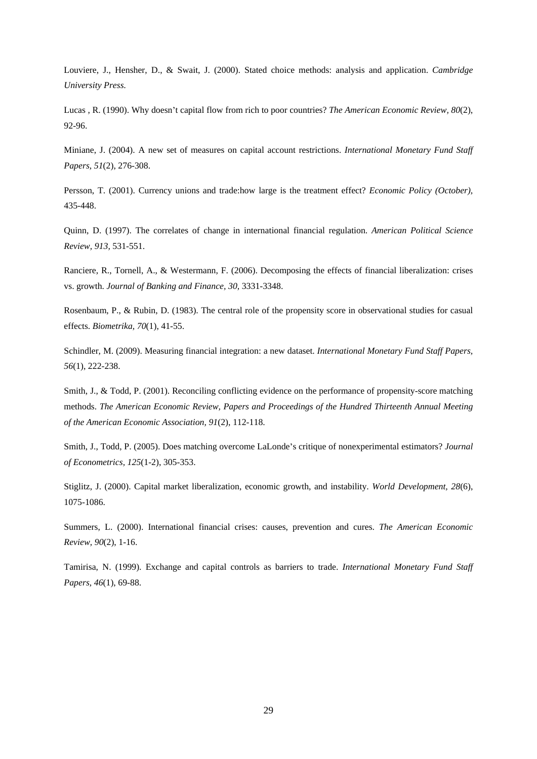Louviere, J., Hensher, D., & Swait, J. (2000). Stated choice methods: analysis and application. *Cambridge University Press.*

Lucas , R. (1990). Why doesn't capital flow from rich to poor countries? *The American Economic Review, 80*(2), 92-96.

Miniane, J. (2004). A new set of measures on capital account restrictions. *International Monetary Fund Staff Papers, 51*(2), 276-308.

Persson, T. (2001). Currency unions and trade:how large is the treatment effect? *Economic Policy (October),* 435-448.

Quinn, D. (1997). The correlates of change in international financial regulation. *American Political Science Review, 913,* 531-551.

Ranciere, R., Tornell, A., & Westermann, F. (2006). Decomposing the effects of financial liberalization: crises vs. growth. *Journal of Banking and Finance, 30,* 3331-3348.

Rosenbaum, P., & Rubin, D. (1983). The central role of the propensity score in observational studies for casual effects. *Biometrika, 70*(1), 41-55.

Schindler, M. (2009). Measuring financial integration: a new dataset. *International Monetary Fund Staff Papers, 56*(1), 222-238.

Smith, J., & Todd, P. (2001). Reconciling conflicting evidence on the performance of propensity-score matching methods. *The American Economic Review, Papers and Proceedings of the Hundred Thirteenth Annual Meeting of the American Economic Association, 91*(2), 112-118.

Smith, J., Todd, P. (2005). Does matching overcome LaLonde's critique of nonexperimental estimators? *Journal of Econometrics, 125*(1-2), 305-353.

Stiglitz, J. (2000). Capital market liberalization, economic growth, and instability. *World Development, 28*(6), 1075-1086.

Summers, L. (2000). International financial crises: causes, prevention and cures. *The American Economic Review, 90*(2), 1-16.

Tamirisa, N. (1999). Exchange and capital controls as barriers to trade. *International Monetary Fund Staff Papers, 46*(1), 69-88.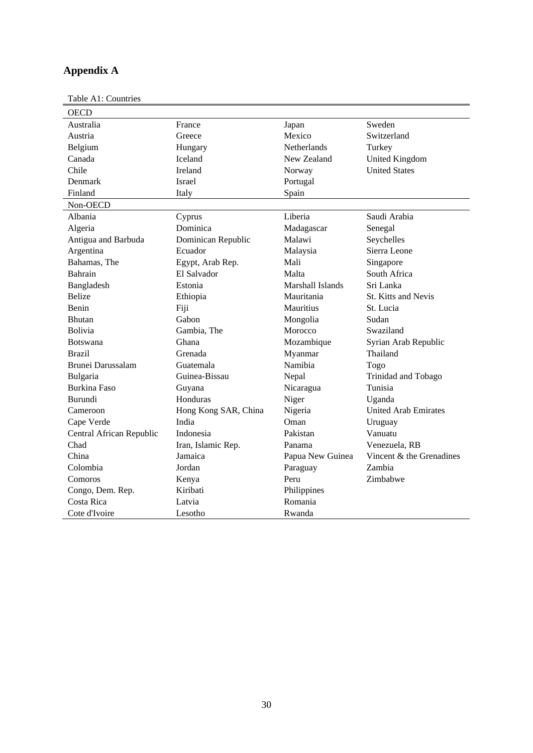# Appendix A

Table A1: Countries

| OECD | | | |
|---|---|---|---|
| Australia | France | Japan | Sweden |
| Austria | Greece | Mexico | Switzerland |
| Belgium | Hungary | Netherlands | Turkey |
| Canada | Iceland | New Zealand | United Kingdom |
| Chile | Ireland | Norway | United States |
| Denmark | Israel | Portugal | |
| Finland | Italy | Spain | |
| **Non-OECD** | | | |
| Albania | Cyprus | Liberia | Saudi Arabia |
| Algeria | Dominica | Madagascar | Senegal |
| Antigua and Barbuda | Dominican Republic | Malawi | Seychelles |
| Argentina | Ecuador | Malaysia | Sierra Leone |
| Bahamas, The | Egypt, Arab Rep. | Mali | Singapore |
| Bahrain | El Salvador | Malta | South Africa |
| Bangladesh | Estonia | Marshall Islands | Sri Lanka |
| Belize | Ethiopia | Mauritania | St. Kitts and Nevis |
| Benin | Fiji | Mauritius | St. Lucia |
| Bhutan | Gabon | Mongolia | Sudan |
| Bolivia | Gambia, The | Morocco | Swaziland |
| Botswana | Ghana | Mozambique | Syrian Arab Republic |
| Brazil | Grenada | Myanmar | Thailand |
| Brunei Darussalam | Guatemala | Namibia | Togo |
| Bulgaria | Guinea-Bissau | Nepal | Trinidad and Tobago |
| Burkina Faso | Guyana | Nicaragua | Tunisia |
| Burundi | Honduras | Niger | Uganda |
| Cameroon | Hong Kong SAR, China | Nigeria | United Arab Emirates |
| Cape Verde | India | Oman | Uruguay |
| Central African Republic | Indonesia | Pakistan | Vanuatu |
| Chad | Iran, Islamic Rep. | Panama | Venezuela, RB |
| China | Jamaica | Papua New Guinea | Vincent & the Grenadines |
| Colombia | Jordan | Paraguay | Zambia |
| Comoros | Kenya | Peru | Zimbabwe |
| Congo, Dem. Rep. | Kiribati | Philippines | |
| Costa Rica | Latvia | Romania | |
| Cote d'Ivoire | Lesotho | Rwanda | |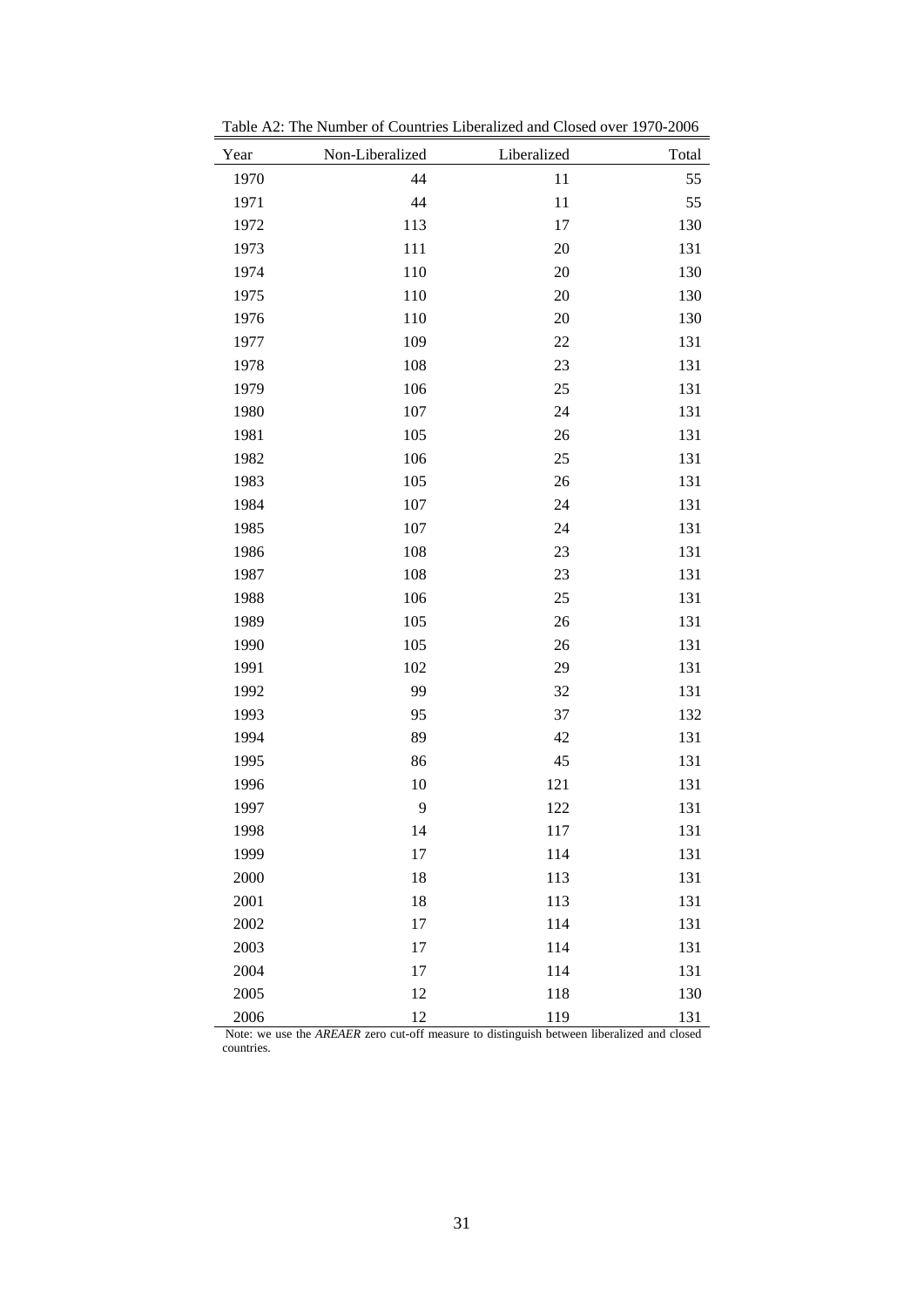Table A2: The Number of Countries Liberalized and Closed over 1970-2006

| Year | Non-Liberalized | Liberalized | Total |
|---|---|---|---|
| 1970 | 44 | 11 | 55 |
| 1971 | 44 | 11 | 55 |
| 1972 | 113 | 17 | 130 |
| 1973 | 111 | 20 | 131 |
| 1974 | 110 | 20 | 130 |
| 1975 | 110 | 20 | 130 |
| 1976 | 110 | 20 | 130 |
| 1977 | 109 | 22 | 131 |
| 1978 | 108 | 23 | 131 |
| 1979 | 106 | 25 | 131 |
| 1980 | 107 | 24 | 131 |
| 1981 | 105 | 26 | 131 |
| 1982 | 106 | 25 | 131 |
| 1983 | 105 | 26 | 131 |
| 1984 | 107 | 24 | 131 |
| 1985 | 107 | 24 | 131 |
| 1986 | 108 | 23 | 131 |
| 1987 | 108 | 23 | 131 |
| 1988 | 106 | 25 | 131 |
| 1989 | 105 | 26 | 131 |
| 1990 | 105 | 26 | 131 |
| 1991 | 102 | 29 | 131 |
| 1992 | 99 | 32 | 131 |
| 1993 | 95 | 37 | 132 |
| 1994 | 89 | 42 | 131 |
| 1995 | 86 | 45 | 131 |
| 1996 | 10 | 121 | 131 |
| 1997 | 9 | 122 | 131 |
| 1998 | 14 | 117 | 131 |
| 1999 | 17 | 114 | 131 |
| 2000 | 18 | 113 | 131 |
| 2001 | 18 | 113 | 131 |
| 2002 | 17 | 114 | 131 |
| 2003 | 17 | 114 | 131 |
| 2004 | 17 | 114 | 131 |
| 2005 | 12 | 118 | 130 |
| 2006 | 12 | 119 | 131 |

Note: we use the *AREAER* zero cut-off measure to distinguish between liberalized and closed countries.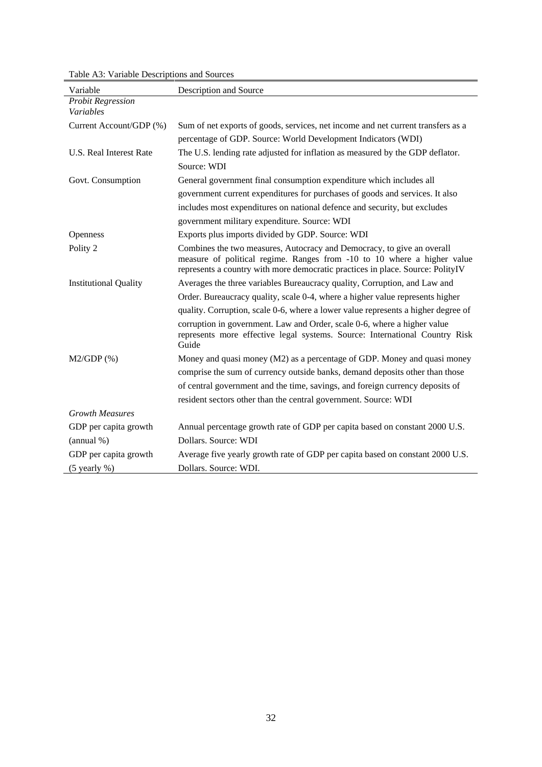Table A3: Variable Descriptions and Sources

| Variable | Description and Source |
|---|---|
| *Probit Regression Variables* | |
| Current Account/GDP (%) | Sum of net exports of goods, services, net income and net current transfers as a percentage of GDP. Source: World Development Indicators (WDI) |
| U.S. Real Interest Rate | The U.S. lending rate adjusted for inflation as measured by the GDP deflator. Source: WDI |
| Govt. Consumption | General government final consumption expenditure which includes all government current expenditures for purchases of goods and services. It also includes most expenditures on national defence and security, but excludes government military expenditure. Source: WDI |
| Openness | Exports plus imports divided by GDP. Source: WDI |
| Polity 2 | Combines the two measures, Autocracy and Democracy, to give an overall measure of political regime. Ranges from -10 to 10 where a higher value represents a country with more democratic practices in place. Source: PolityIV |
| Institutional Quality | Averages the three variables Bureaucracy quality, Corruption, and Law and Order. Bureaucracy quality, scale 0-4, where a higher value represents higher quality. Corruption, scale 0-6, where a lower value represents a higher degree of corruption in government. Law and Order, scale 0-6, where a higher value represents more effective legal systems. Source: International Country Risk Guide |
| M2/GDP (%) | Money and quasi money (M2) as a percentage of GDP. Money and quasi money comprise the sum of currency outside banks, demand deposits other than those of central government and the time, savings, and foreign currency deposits of resident sectors other than the central government. Source: WDI |
| *Growth Measures* | |
| GDP per capita growth (annual %) | Annual percentage growth rate of GDP per capita based on constant 2000 U.S. Dollars. Source: WDI |
| GDP per capita growth (5 yearly %) | Average five yearly growth rate of GDP per capita based on constant 2000 U.S. Dollars. Source: WDI. |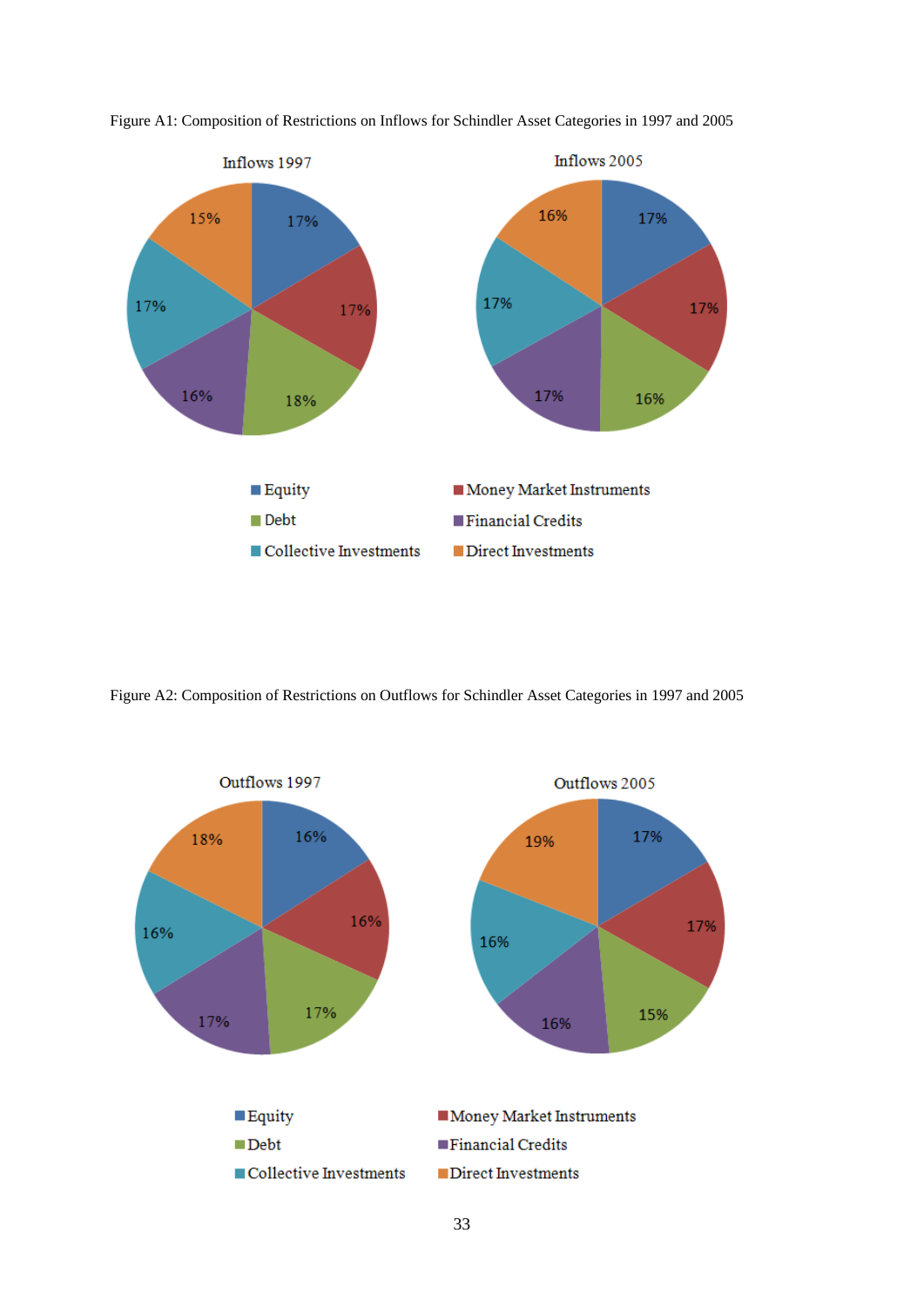Figure A1: Composition of Restrictions on Inflows for Schindler Asset Categories in 1997 and 2005

Inflows 1997

Inflows 2005

Equity | Money Market Instruments | Debt | Financial Credits | Collective Investments | Direct Investments

Figure A2: Composition of Restrictions on Outflows for Schindler Asset Categories in 1997 and 2005

Outflows 1997

Outflows 2005

Equity | Money Market Instruments | Debt | Financial Credits | Collective Investments | Direct Investments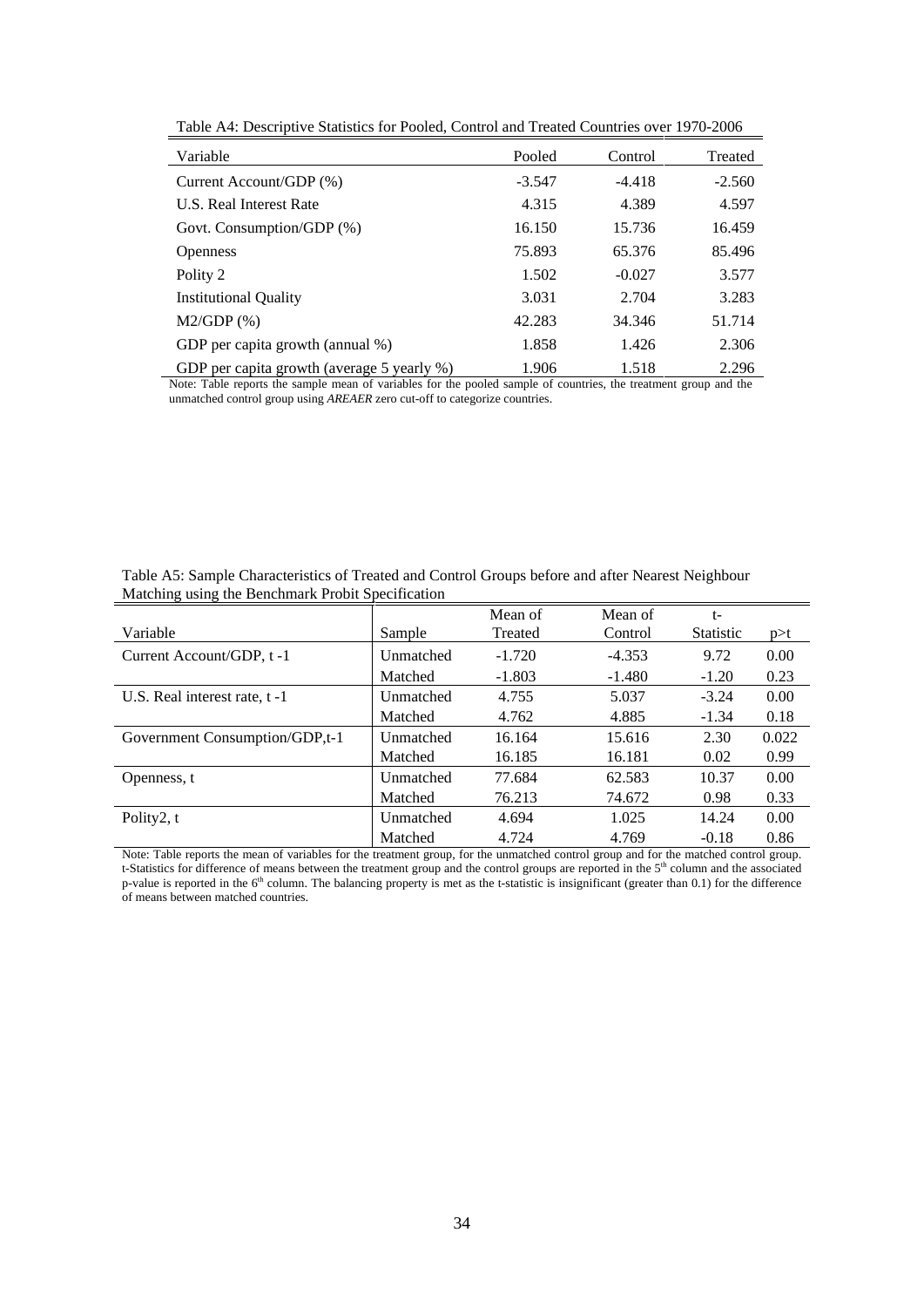Table A4: Descriptive Statistics for Pooled, Control and Treated Countries over 1970-2006

| Variable | Pooled | Control | Treated |
|---|---|---|---|
| Current Account/GDP (%) | -3.547 | -4.418 | -2.560 |
| U.S. Real Interest Rate | 4.315 | 4.389 | 4.597 |
| Govt. Consumption/GDP (%) | 16.150 | 15.736 | 16.459 |
| Openness | 75.893 | 65.376 | 85.496 |
| Polity 2 | 1.502 | -0.027 | 3.577 |
| Institutional Quality | 3.031 | 2.704 | 3.283 |
| M2/GDP (%) | 42.283 | 34.346 | 51.714 |
| GDP per capita growth (annual %) | 1.858 | 1.426 | 2.306 |
| GDP per capita growth (average 5 yearly %) | 1.906 | 1.518 | 2.296 |

Note: Table reports the sample mean of variables for the pooled sample of countries, the treatment group and the unmatched control group using *AREAER* zero cut-off to categorize countries.

Table A5: Sample Characteristics of Treated and Control Groups before and after Nearest Neighbour Matching using the Benchmark Probit Specification

| Variable | Sample | Mean of Treated | Mean of Control | t-Statistic | p>t |
|---|---|---|---|---|---|
| Current Account/GDP, t -1 | Unmatched | -1.720 | -4.353 | 9.72 | 0.00 |
| | Matched | -1.803 | -1.480 | -1.20 | 0.23 |
| U.S. Real interest rate, t -1 | Unmatched | 4.755 | 5.037 | -3.24 | 0.00 |
| | Matched | 4.762 | 4.885 | -1.34 | 0.18 |
| Government Consumption/GDP,t-1 | Unmatched | 16.164 | 15.616 | 2.30 | 0.022 |
| | Matched | 16.185 | 16.181 | 0.02 | 0.99 |
| Openness, t | Unmatched | 77.684 | 62.583 | 10.37 | 0.00 |
| | Matched | 76.213 | 74.672 | 0.98 | 0.33 |
| Polity2, t | Unmatched | 4.694 | 1.025 | 14.24 | 0.00 |
| | Matched | 4.724 | 4.769 | -0.18 | 0.86 |

Note: Table reports the mean of variables for the treatment group, for the unmatched control group and for the matched control group. t-Statistics for difference of means between the treatment group and the control groups are reported in the 5th column and the associated p-value is reported in the 6th column. The balancing property is met as the t-statistic is insignificant (greater than 0.1) for the difference of means between matched countries.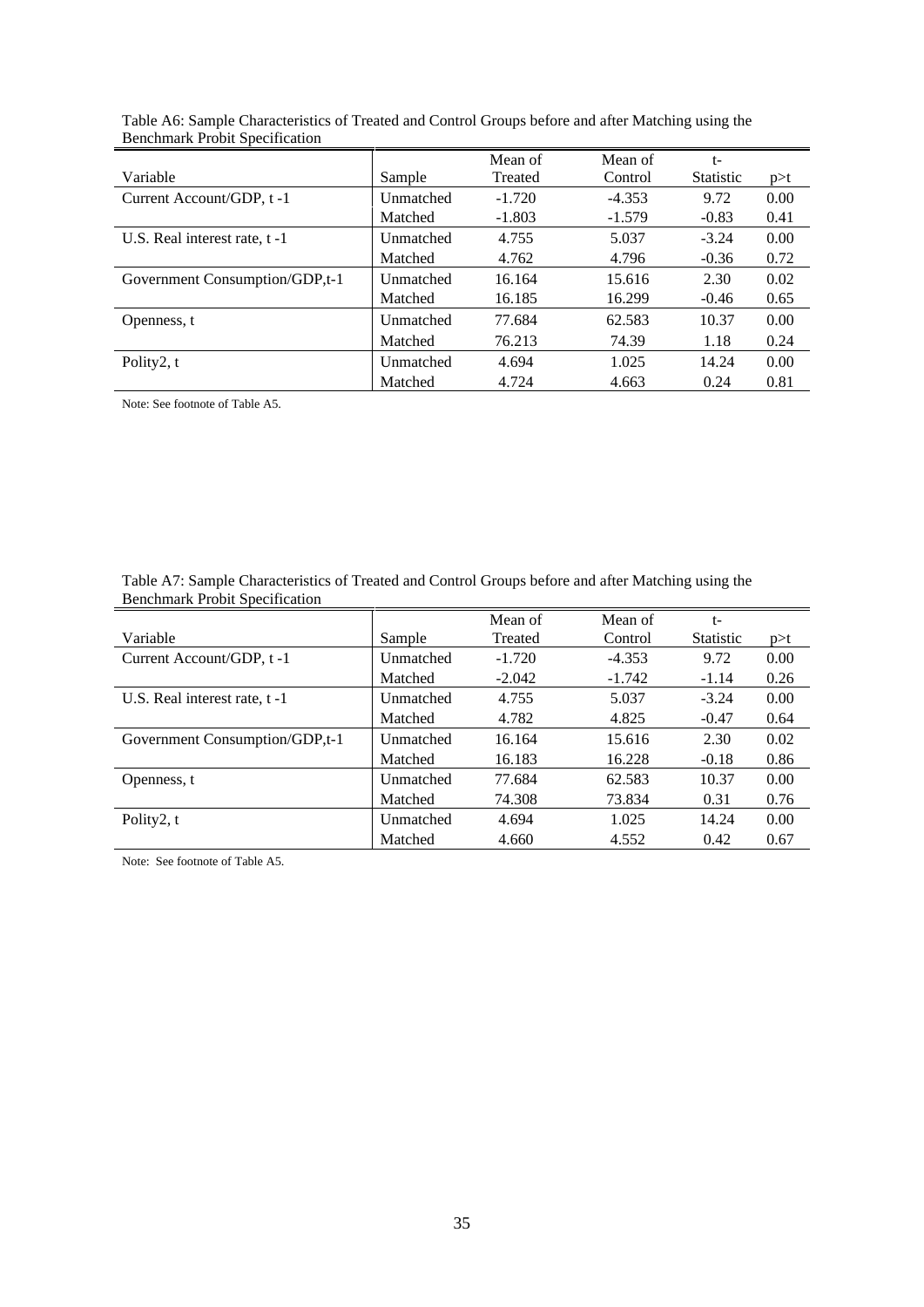Table A6: Sample Characteristics of Treated and Control Groups before and after Matching using the Benchmark Probit Specification

| Variable | Sample | Mean of Treated | Mean of Control | t-Statistic | p>t |
|---|---|---|---|---|---|
| Current Account/GDP, t -1 | Unmatched | -1.720 | -4.353 | 9.72 | 0.00 |
| | Matched | -1.803 | -1.579 | -0.83 | 0.41 |
| U.S. Real interest rate, t -1 | Unmatched | 4.755 | 5.037 | -3.24 | 0.00 |
| | Matched | 4.762 | 4.796 | -0.36 | 0.72 |
| Government Consumption/GDP,t-1 | Unmatched | 16.164 | 15.616 | 2.30 | 0.02 |
| | Matched | 16.185 | 16.299 | -0.46 | 0.65 |
| Openness, t | Unmatched | 77.684 | 62.583 | 10.37 | 0.00 |
| | Matched | 76.213 | 74.39 | 1.18 | 0.24 |
| Polity2, t | Unmatched | 4.694 | 1.025 | 14.24 | 0.00 |
| | Matched | 4.724 | 4.663 | 0.24 | 0.81 |

Note: See footnote of Table A5.

Table A7: Sample Characteristics of Treated and Control Groups before and after Matching using the Benchmark Probit Specification

| Variable | Sample | Mean of Treated | Mean of Control | t-Statistic | p>t |
|---|---|---|---|---|---|
| Current Account/GDP, t -1 | Unmatched | -1.720 | -4.353 | 9.72 | 0.00 |
| | Matched | -2.042 | -1.742 | -1.14 | 0.26 |
| U.S. Real interest rate, t -1 | Unmatched | 4.755 | 5.037 | -3.24 | 0.00 |
| | Matched | 4.782 | 4.825 | -0.47 | 0.64 |
| Government Consumption/GDP,t-1 | Unmatched | 16.164 | 15.616 | 2.30 | 0.02 |
| | Matched | 16.183 | 16.228 | -0.18 | 0.86 |
| Openness, t | Unmatched | 77.684 | 62.583 | 10.37 | 0.00 |
| | Matched | 74.308 | 73.834 | 0.31 | 0.76 |
| Polity2, t | Unmatched | 4.694 | 1.025 | 14.24 | 0.00 |
| | Matched | 4.660 | 4.552 | 0.42 | 0.67 |

Note: See footnote of Table A5.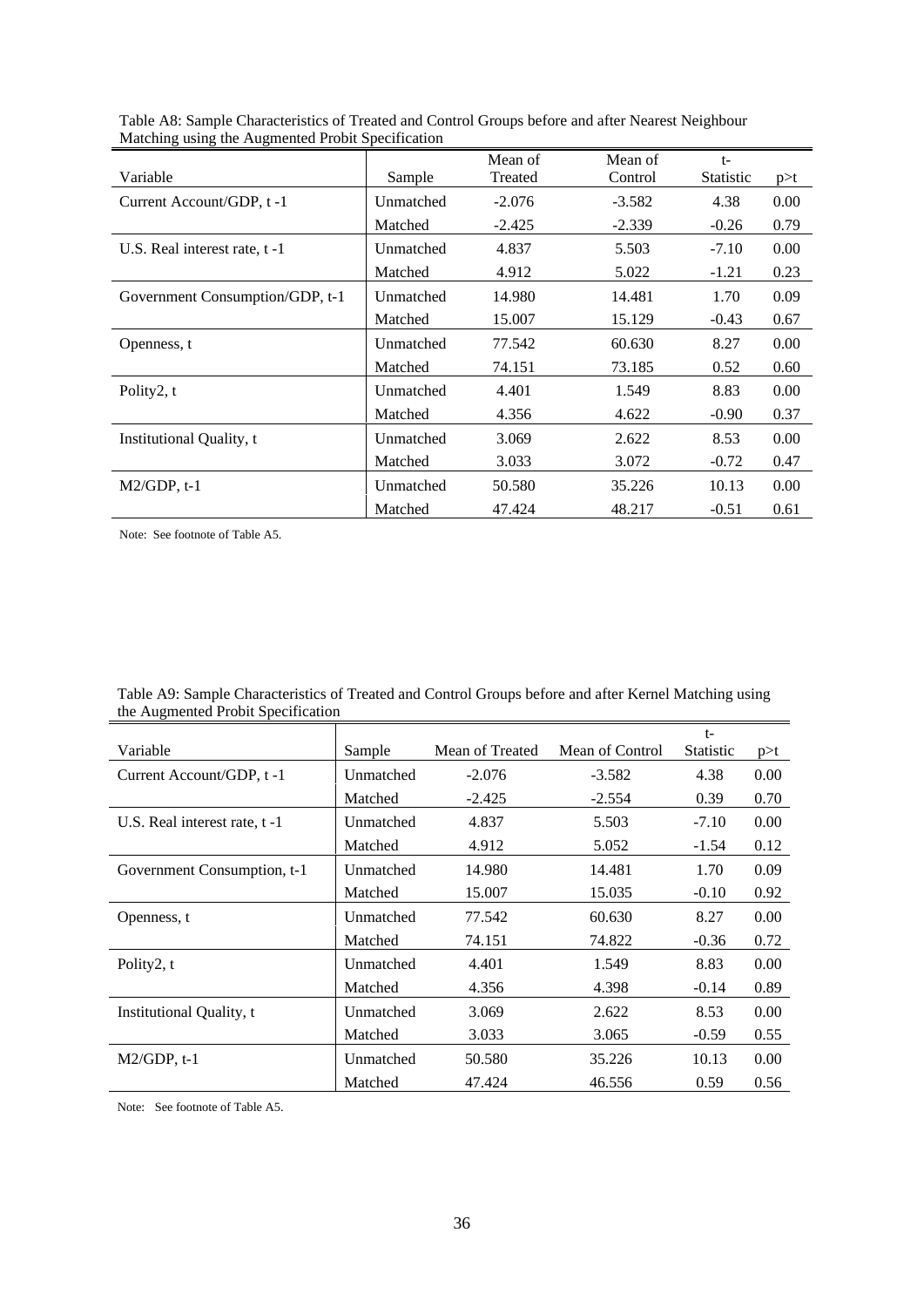Table A8: Sample Characteristics of Treated and Control Groups before and after Nearest Neighbour Matching using the Augmented Probit Specification

| Variable | Sample | Mean of Treated | Mean of Control | t-Statistic | p>t |
|---|---|---|---|---|---|
| Current Account/GDP, t -1 | Unmatched | -2.076 | -3.582 | 4.38 | 0.00 |
| | Matched | -2.425 | -2.339 | -0.26 | 0.79 |
| U.S. Real interest rate, t -1 | Unmatched | 4.837 | 5.503 | -7.10 | 0.00 |
| | Matched | 4.912 | 5.022 | -1.21 | 0.23 |
| Government Consumption/GDP, t-1 | Unmatched | 14.980 | 14.481 | 1.70 | 0.09 |
| | Matched | 15.007 | 15.129 | -0.43 | 0.67 |
| Openness, t | Unmatched | 77.542 | 60.630 | 8.27 | 0.00 |
| | Matched | 74.151 | 73.185 | 0.52 | 0.60 |
| Polity2, t | Unmatched | 4.401 | 1.549 | 8.83 | 0.00 |
| | Matched | 4.356 | 4.622 | -0.90 | 0.37 |
| Institutional Quality, t | Unmatched | 3.069 | 2.622 | 8.53 | 0.00 |
| | Matched | 3.033 | 3.072 | -0.72 | 0.47 |
| M2/GDP, t-1 | Unmatched | 50.580 | 35.226 | 10.13 | 0.00 |
| | Matched | 47.424 | 48.217 | -0.51 | 0.61 |

Note: See footnote of Table A5.

Table A9: Sample Characteristics of Treated and Control Groups before and after Kernel Matching using the Augmented Probit Specification

| Variable | Sample | Mean of Treated | Mean of Control | t-Statistic | p>t |
|---|---|---|---|---|---|
| Current Account/GDP, t -1 | Unmatched | -2.076 | -3.582 | 4.38 | 0.00 |
| | Matched | -2.425 | -2.554 | 0.39 | 0.70 |
| U.S. Real interest rate, t -1 | Unmatched | 4.837 | 5.503 | -7.10 | 0.00 |
| | Matched | 4.912 | 5.052 | -1.54 | 0.12 |
| Government Consumption, t-1 | Unmatched | 14.980 | 14.481 | 1.70 | 0.09 |
| | Matched | 15.007 | 15.035 | -0.10 | 0.92 |
| Openness, t | Unmatched | 77.542 | 60.630 | 8.27 | 0.00 |
| | Matched | 74.151 | 74.822 | -0.36 | 0.72 |
| Polity2, t | Unmatched | 4.401 | 1.549 | 8.83 | 0.00 |
| | Matched | 4.356 | 4.398 | -0.14 | 0.89 |
| Institutional Quality, t | Unmatched | 3.069 | 2.622 | 8.53 | 0.00 |
| | Matched | 3.033 | 3.065 | -0.59 | 0.55 |
| M2/GDP, t-1 | Unmatched | 50.580 | 35.226 | 10.13 | 0.00 |
| | Matched | 47.424 | 46.556 | 0.59 | 0.56 |

Note: See footnote of Table A5.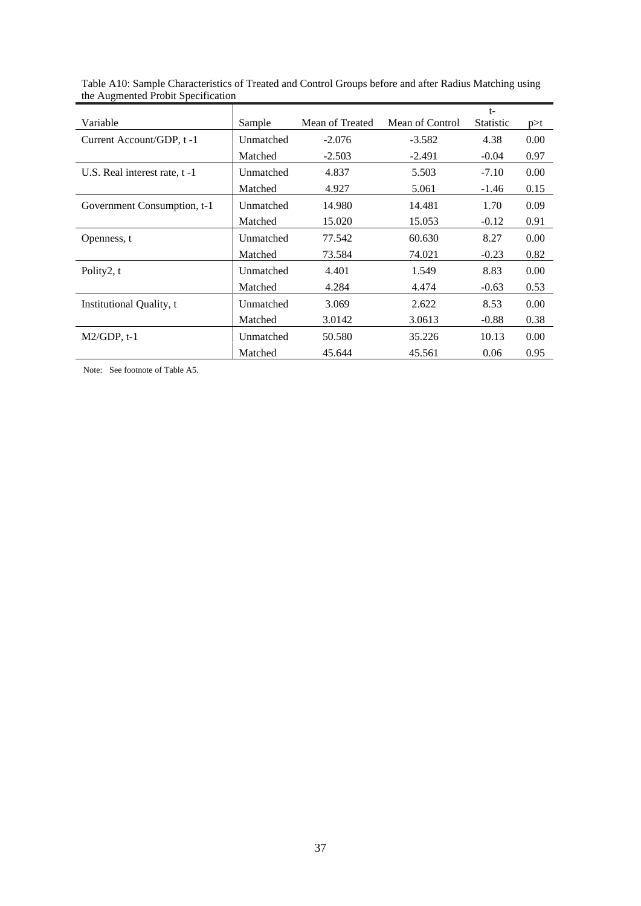Table A10: Sample Characteristics of Treated and Control Groups before and after Radius Matching using the Augmented Probit Specification

| Variable | Sample | Mean of Treated | Mean of Control | t-Statistic | p>t |
|---|---|---|---|---|---|
| Current Account/GDP, t -1 | Unmatched | -2.076 | -3.582 | 4.38 | 0.00 |
| | Matched | -2.503 | -2.491 | -0.04 | 0.97 |
| U.S. Real interest rate, t -1 | Unmatched | 4.837 | 5.503 | -7.10 | 0.00 |
| | Matched | 4.927 | 5.061 | -1.46 | 0.15 |
| Government Consumption, t-1 | Unmatched | 14.980 | 14.481 | 1.70 | 0.09 |
| | Matched | 15.020 | 15.053 | -0.12 | 0.91 |
| Openness, t | Unmatched | 77.542 | 60.630 | 8.27 | 0.00 |
| | Matched | 73.584 | 74.021 | -0.23 | 0.82 |
| Polity2, t | Unmatched | 4.401 | 1.549 | 8.83 | 0.00 |
| | Matched | 4.284 | 4.474 | -0.63 | 0.53 |
| Institutional Quality, t | Unmatched | 3.069 | 2.622 | 8.53 | 0.00 |
| | Matched | 3.0142 | 3.0613 | -0.88 | 0.38 |
| M2/GDP, t-1 | Unmatched | 50.580 | 35.226 | 10.13 | 0.00 |
| | Matched | 45.644 | 45.561 | 0.06 | 0.95 |

Note: See footnote of Table A5.